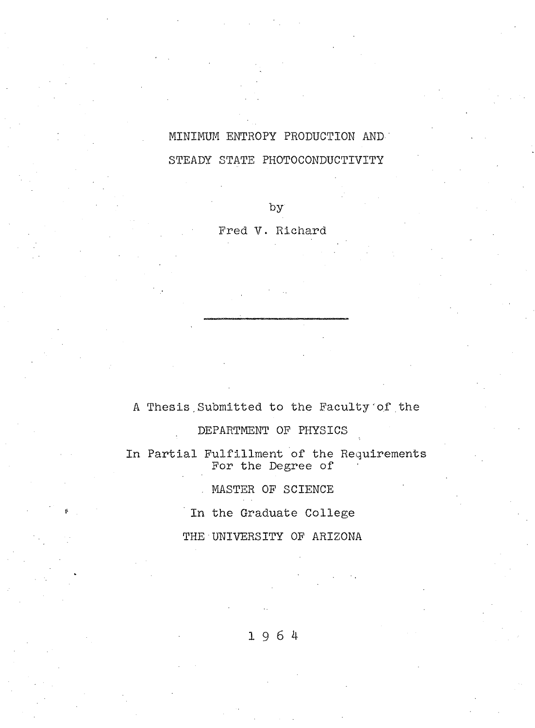# MINIMUM ENTROPY PRODUCTION AND STEADY STATE PHOTOCONDUCTIVITY

by

Fred V. Richard

---

A Thesis Submitted to the Faculty of the

DEPARTMENT OF PHYSICS

In Partial Fulfillment of the Requirements For the Degree of

MASTER OF SCIENCE

In the Graduate College

THE UNIVERSITY OF ARIZONA

1 9 6 4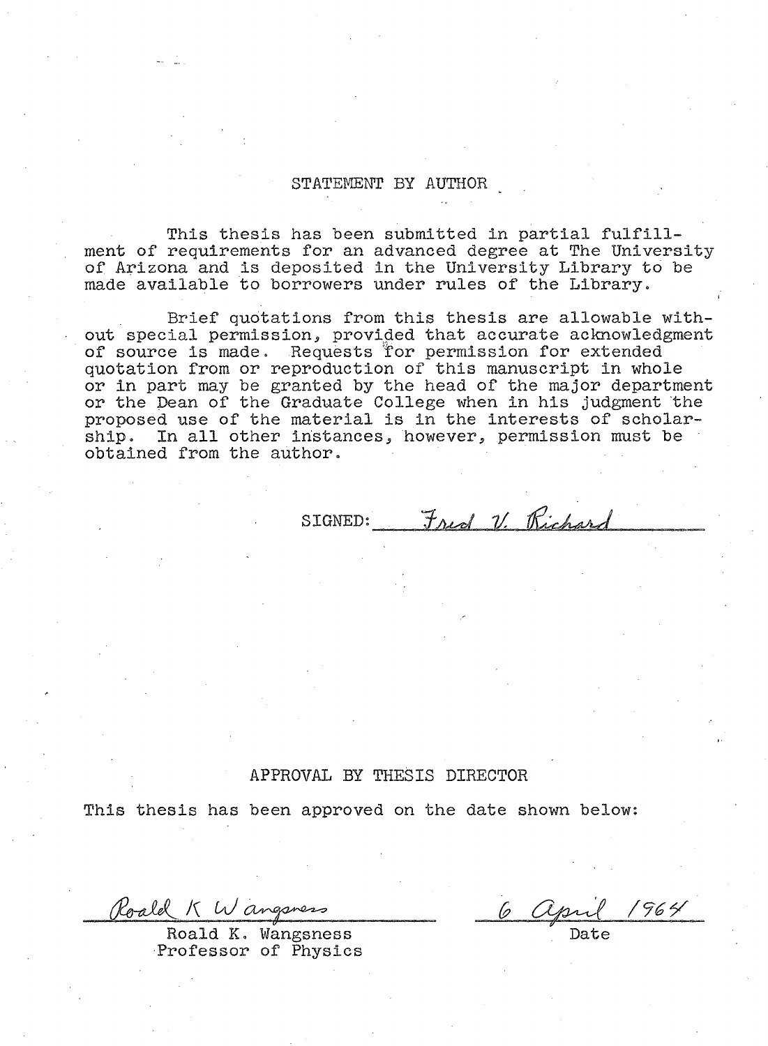## STATEMENT BY AUTHOR

This thesis has been submitted in partial fulfillment of requirements for an advanced degree at The University of Arizona and is deposited in the University Library to be made available to borrowers under rules of the Library.

Brief quotations from this thesis are allowable without special permission, provided that accurate acknowledgment of source is made. Requests for permission for extended quotation from or reproduction of this manuscript in whole or in part may be granted by the head of the major department or the Dean of the Graduate College when in his judgment the proposed use of the material is in the interests of scholarship. In all other instances, however, permission must be obtained from the author.

SIGNED: *Fred V. Richard*

## APPROVAL BY THESIS DIRECTOR

This thesis has been approved on the date shown below:

*Roald K Wangsness*
Roald K. Wangsness
Professor of Physics

*6 April 1964*
Date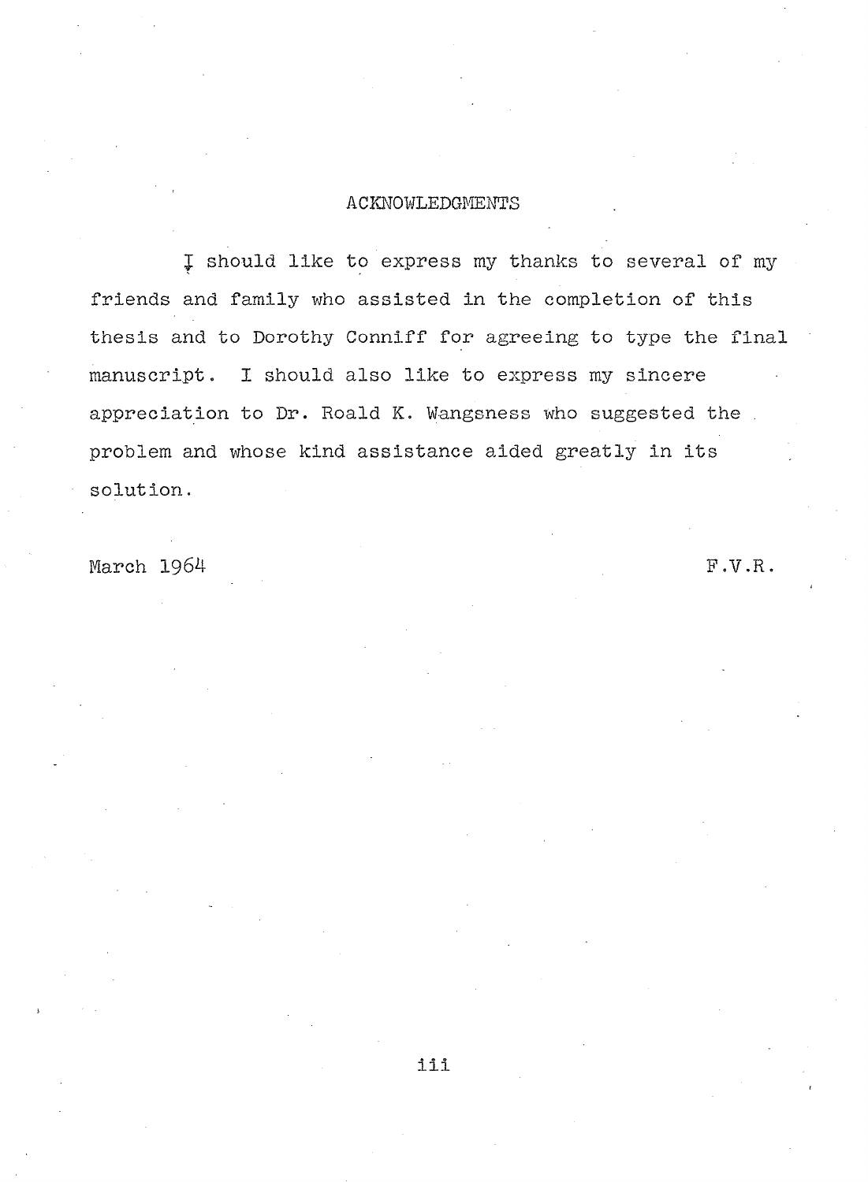# ACKNOWLEDGMENTS

I should like to express my thanks to several of my friends and family who assisted in the completion of this thesis and to Dorothy Conniff for agreeing to type the final manuscript. I should also like to express my sincere appreciation to Dr. Roald K. Wangsness who suggested the problem and whose kind assistance aided greatly in its solution.

March 1964 F.V.R.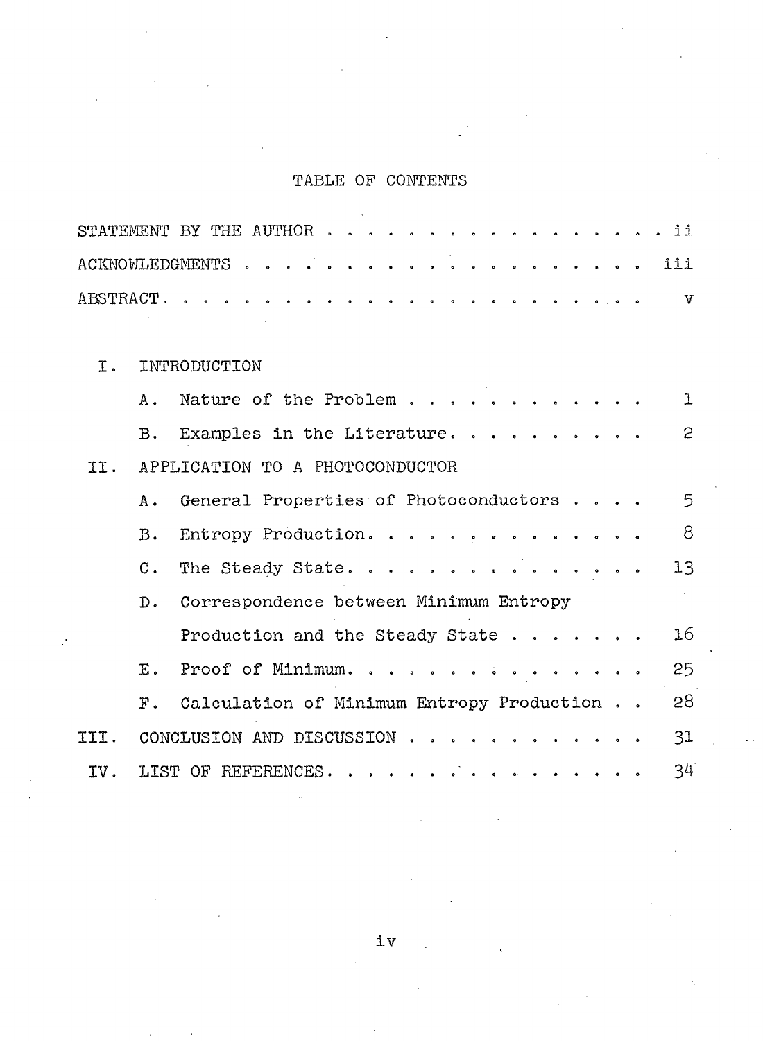# TABLE OF CONTENTS

STATEMENT BY THE AUTHOR . . . . . . . . . . . . . . . . . . . ii

ACKNOWLEDGMENTS . . . . . . . . . . . . . . . . . . . . . iii

ABSTRACT. . . . . . . . . . . . . . . . . . . . . . . . . v

I. INTRODUCTION

- A. Nature of the Problem . . . . . . . . . . . . . 1
- B. Examples in the Literature. . . . . . . . . . . 2

II. APPLICATION TO A PHOTOCONDUCTOR

- A. General Properties of Photoconductors . . . . 5
- B. Entropy Production. . . . . . . . . . . . . . . 8
- C. The Steady State. . . . . . . . . . . . . . . . 13
- D. Correspondence between Minimum Entropy Production and the Steady State . . . . . . . 16
- E. Proof of Minimum. . . . . . . . . . . . . . . . 25
- F. Calculation of Minimum Entropy Production . . 28

III. CONCLUSION AND DISCUSSION . . . . . . . . . . . . 31

IV. LIST OF REFERENCES. . . . . . . . . . . . . . . . 34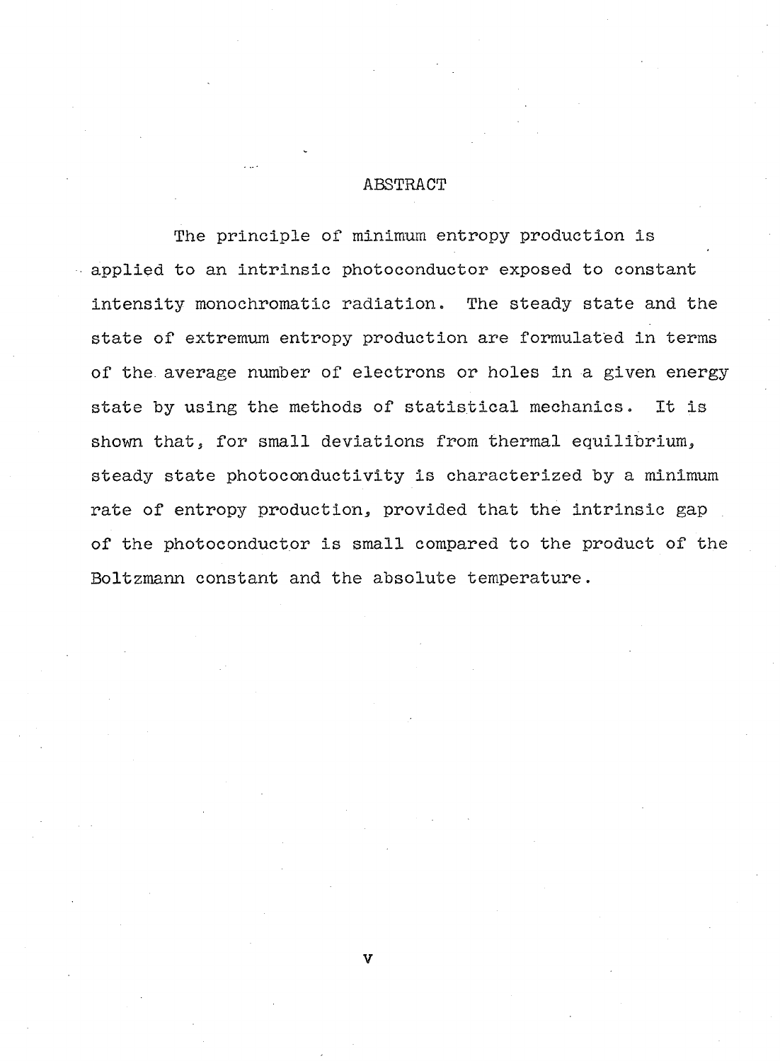## ABSTRACT

The principle of minimum entropy production is applied to an intrinsic photoconductor exposed to constant intensity monochromatic radiation. The steady state and the state of extremum entropy production are formulated in terms of the average number of electrons or holes in a given energy state by using the methods of statistical mechanics. It is shown that, for small deviations from thermal equilibrium, steady state photoconductivity is characterized by a minimum rate of entropy production, provided that the intrinsic gap of the photoconductor is small compared to the product of the Boltzmann constant and the absolute temperature.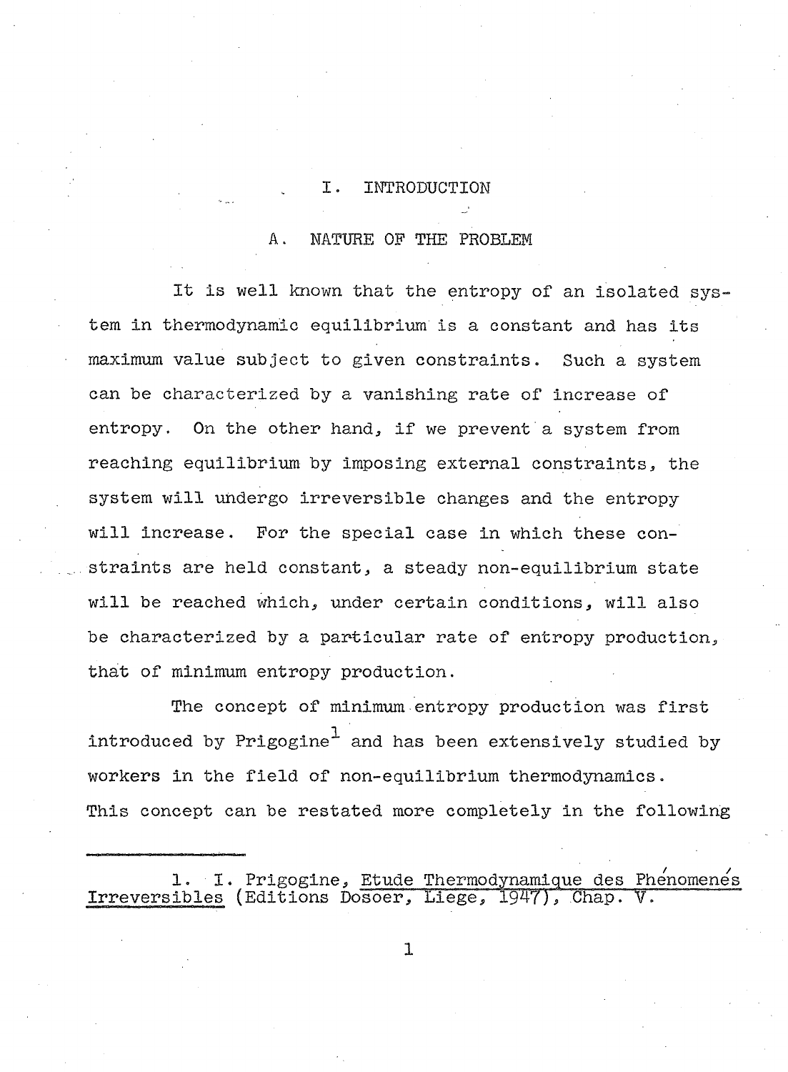# I. INTRODUCTION

## A. NATURE OF THE PROBLEM

It is well known that the entropy of an isolated system in thermodynamic equilibrium is a constant and has its maximum value subject to given constraints. Such a system can be characterized by a vanishing rate of increase of entropy. On the other hand, if we prevent a system from reaching equilibrium by imposing external constraints, the system will undergo irreversible changes and the entropy will increase. For the special case in which these constraints are held constant, a steady non-equilibrium state will be reached which, under certain conditions, will also be characterized by a particular rate of entropy production, that of minimum entropy production.

The concept of minimum entropy production was first introduced by Prigogine[1] and has been extensively studied by workers in the field of non-equilibrium thermodynamics. This concept can be restated more completely in the following

---

1. I. Prigogine, Etude Thermodynamique des Phénomenés Irreversibles (Editions Dosoer, Liege, 1947), Chap. V.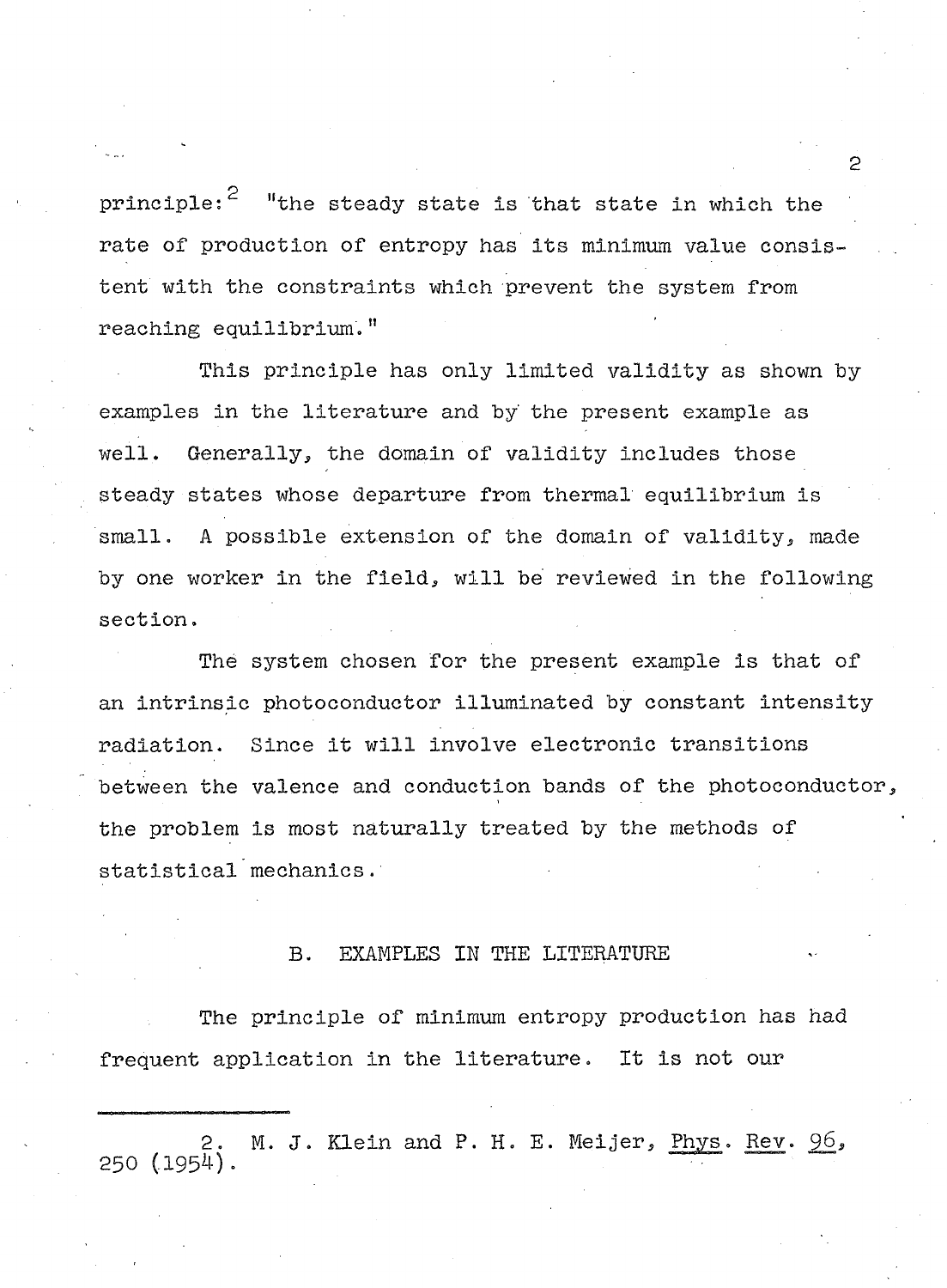principle:[2] "the steady state is that state in which the rate of production of entropy has its minimum value consistent with the constraints which prevent the system from reaching equilibrium."

This principle has only limited validity as shown by examples in the literature and by the present example as well. Generally, the domain of validity includes those steady states whose departure from thermal equilibrium is small. A possible extension of the domain of validity, made by one worker in the field, will be reviewed in the following section.

The system chosen for the present example is that of an intrinsic photoconductor illuminated by constant intensity radiation. Since it will involve electronic transitions between the valence and conduction bands of the photoconductor, the problem is most naturally treated by the methods of statistical mechanics.

## B. EXAMPLES IN THE LITERATURE

The principle of minimum entropy production has had frequent application in the literature. It is not our

---

2. M. J. Klein and P. H. E. Meijer, Phys. Rev. 96, 250 (1954).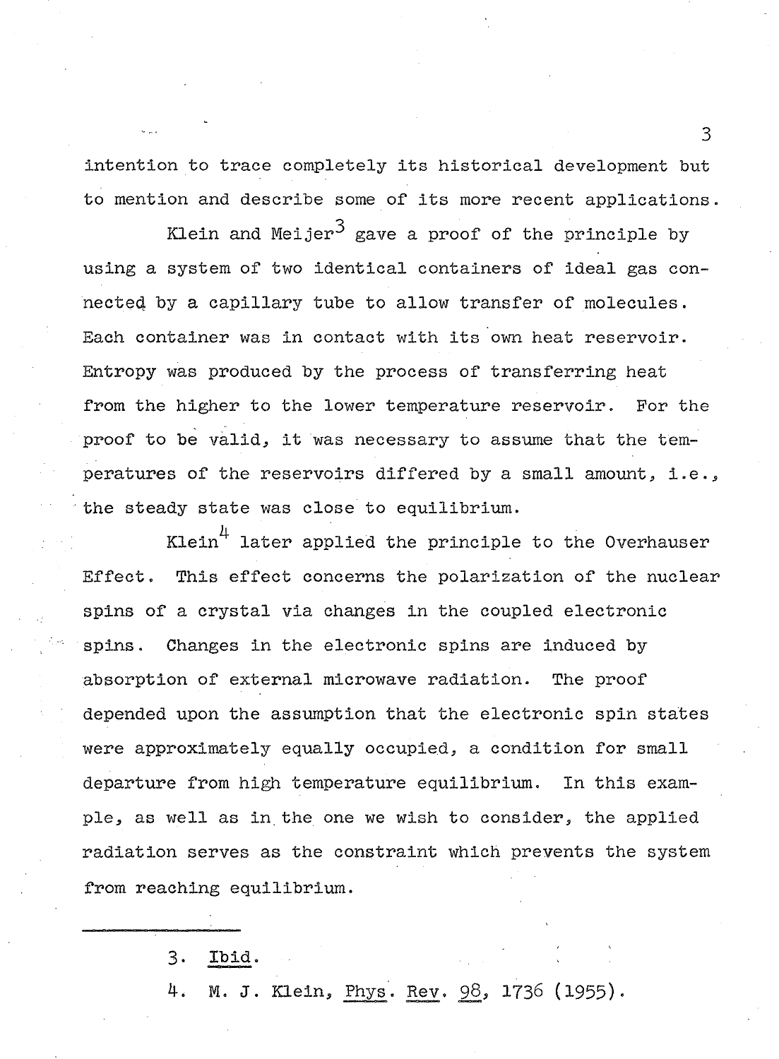intention to trace completely its historical development but to mention and describe some of its more recent applications.

Klein and Meijer[3] gave a proof of the principle by using a system of two identical containers of ideal gas connected by a capillary tube to allow transfer of molecules. Each container was in contact with its own heat reservoir. Entropy was produced by the process of transferring heat from the higher to the lower temperature reservoir. For the proof to be valid, it was necessary to assume that the temperatures of the reservoirs differed by a small amount, i.e., the steady state was close to equilibrium.

Klein[4] later applied the principle to the Overhauser Effect. This effect concerns the polarization of the nuclear spins of a crystal via changes in the coupled electronic spins. Changes in the electronic spins are induced by absorption of external microwave radiation. The proof depended upon the assumption that the electronic spin states were approximately equally occupied, a condition for small departure from high temperature equilibrium. In this example, as well as in the one we wish to consider, the applied radiation serves as the constraint which prevents the system from reaching equilibrium.

---

3. Ibid.

4. M. J. Klein, Phys. Rev. 98, 1736 (1955).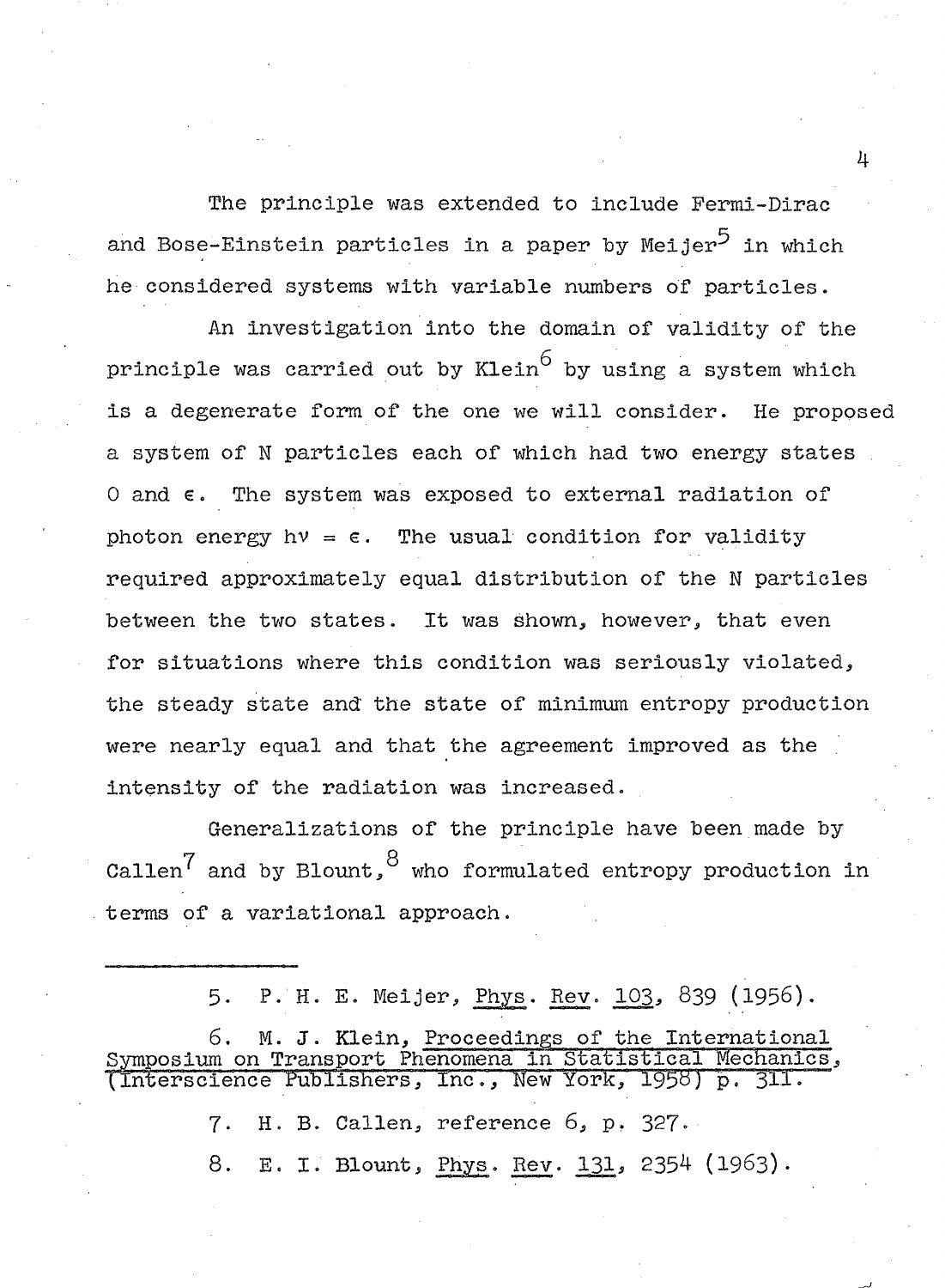The principle was extended to include Fermi-Dirac and Bose-Einstein particles in a paper by Meijer[5] in which he considered systems with variable numbers of particles.

An investigation into the domain of validity of the principle was carried out by Klein[6] by using a system which is a degenerate form of the one we will consider. He proposed a system of N particles each of which had two energy states 0 and $\epsilon$. The system was exposed to external radiation of photon energy $h\nu = \epsilon$. The usual condition for validity required approximately equal distribution of the N particles between the two states. It was shown, however, that even for situations where this condition was seriously violated, the steady state and the state of minimum entropy production were nearly equal and that the agreement improved as the intensity of the radiation was increased.

Generalizations of the principle have been made by Callen[7] and by Blount,[8] who formulated entropy production in terms of a variational approach.

---

5. P. H. E. Meijer, Phys. Rev. 103, 839 (1956).

6. M. J. Klein, Proceedings of the International Symposium on Transport Phenomena in Statistical Mechanics, (Interscience Publishers, Inc., New York, 1958) p. 311.

7. H. B. Callen, reference 6, p. 327.

8. E. I. Blount, Phys. Rev. 131, 2354 (1963).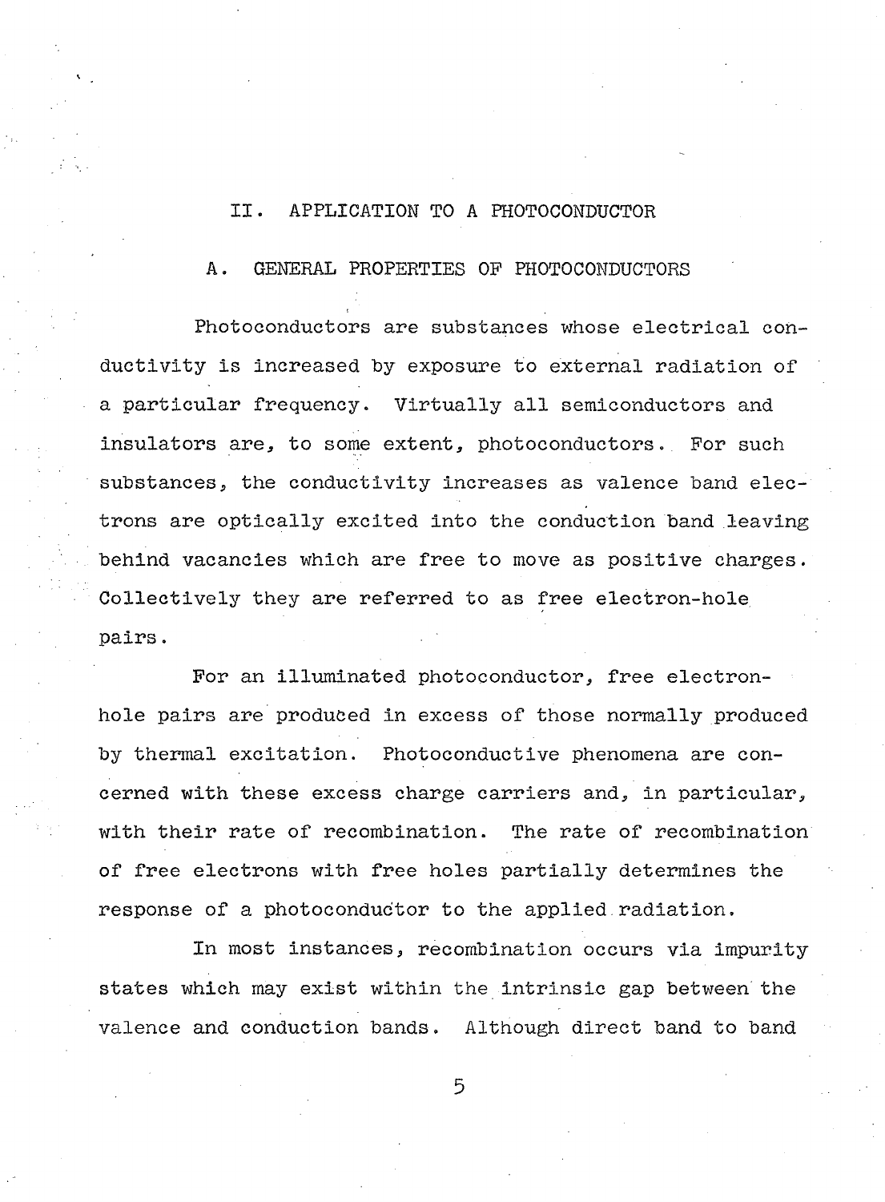## II. APPLICATION TO A PHOTOCONDUCTOR

### A. GENERAL PROPERTIES OF PHOTOCONDUCTORS

Photoconductors are substances whose electrical conductivity is increased by exposure to external radiation of a particular frequency. Virtually all semiconductors and insulators are, to some extent, photoconductors. For such substances, the conductivity increases as valence band electrons are optically excited into the conduction band leaving behind vacancies which are free to move as positive charges. Collectively they are referred to as free electron-hole pairs.

For an illuminated photoconductor, free electron-hole pairs are produced in excess of those normally produced by thermal excitation. Photoconductive phenomena are concerned with these excess charge carriers and, in particular, with their rate of recombination. The rate of recombination of free electrons with free holes partially determines the response of a photoconductor to the applied radiation.

In most instances, recombination occurs via impurity states which may exist within the intrinsic gap between the valence and conduction bands. Although direct band to band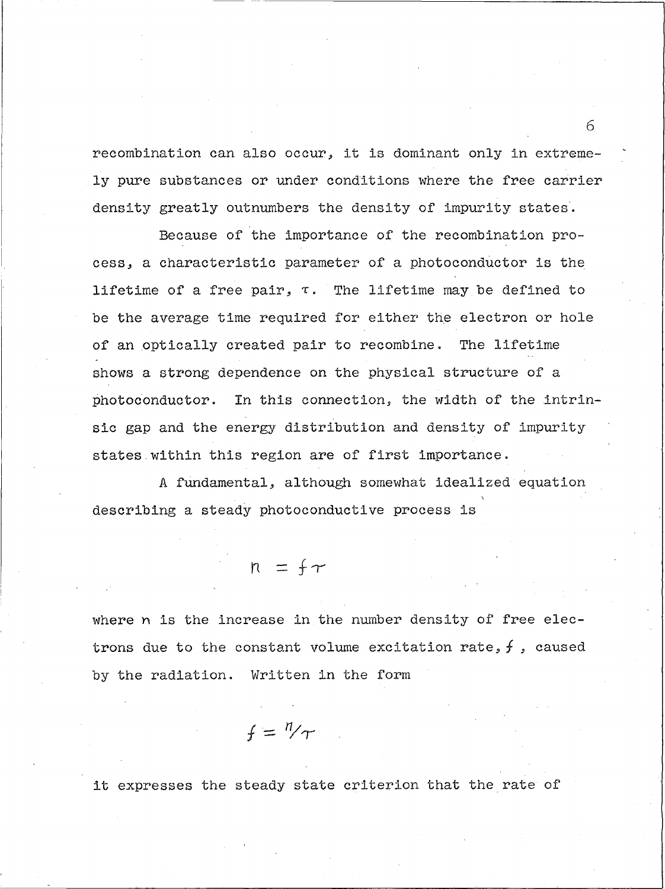recombination can also occur, it is dominant only in extremely pure substances or under conditions where the free carrier density greatly outnumbers the density of impurity states.

Because of the importance of the recombination process, a characteristic parameter of a photoconductor is the lifetime of a free pair, $\tau$. The lifetime may be defined to be the average time required for either the electron or hole of an optically created pair to recombine. The lifetime shows a strong dependence on the physical structure of a photoconductor. In this connection, the width of the intrinsic gap and the energy distribution and density of impurity states within this region are of first importance.

A fundamental, although somewhat idealized equation describing a steady photoconductive process is

$$n = f\tau$$

where $n$ is the increase in the number density of free electrons due to the constant volume excitation rate, $f$, caused by the radiation. Written in the form

$$f = n/\tau$$

it expresses the steady state criterion that the rate of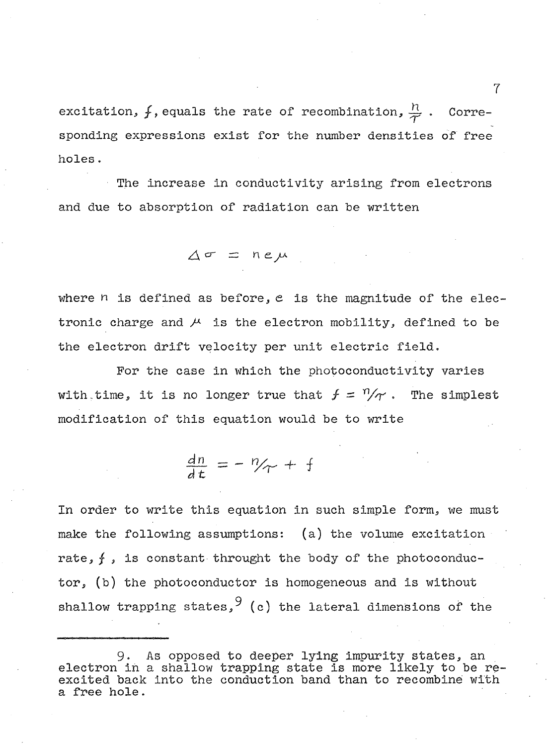excitation, $f$, equals the rate of recombination, $\frac{n}{\tau}$. Corresponding expressions exist for the number densities of free holes.

The increase in conductivity arising from electrons and due to absorption of radiation can be written

$$\Delta\sigma = ne\mu$$

where $n$ is defined as before, $e$ is the magnitude of the electronic charge and $\mu$ is the electron mobility, defined to be the electron drift velocity per unit electric field.

For the case in which the photoconductivity varies with time, it is no longer true that $f = n/\tau$. The simplest modification of this equation would be to write

$$\frac{dn}{dt} = -n/\tau + f$$

In order to write this equation in such simple form, we must make the following assumptions: (a) the volume excitation rate, $f$, is constant throught the body of the photoconductor, (b) the photoconductor is homogeneous and is without shallow trapping states,[9] (c) the lateral dimensions of the

---

9. As opposed to deeper lying impurity states, an electron in a shallow trapping state is more likely to be re-excited back into the conduction band than to recombine with a free hole.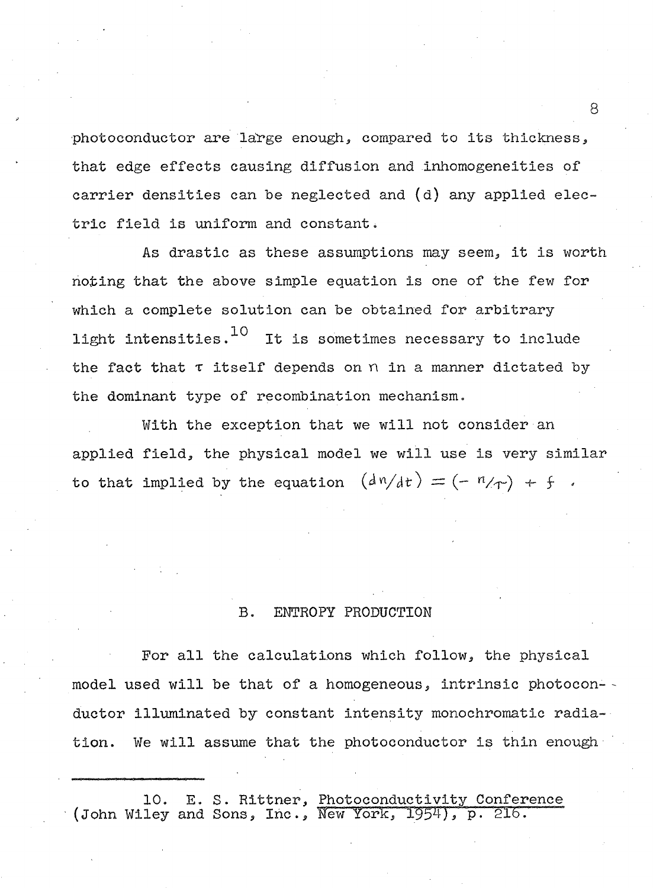photoconductor are large enough, compared to its thickness, that edge effects causing diffusion and inhomogeneities of carrier densities can be neglected and (d) any applied electric field is uniform and constant.

As drastic as these assumptions may seem, it is worth noting that the above simple equation is one of the few for which a complete solution can be obtained for arbitrary light intensities.[10] It is sometimes necessary to include the fact that $\tau$ itself depends on $n$ in a manner dictated by the dominant type of recombination mechanism.

With the exception that we will not consider an applied field, the physical model we will use is very similar to that implied by the equation $(dn/dt) = (-n/\tau) + f$.

## B. ENTROPY PRODUCTION

For all the calculations which follow, the physical model used will be that of a homogeneous, intrinsic photoconductor illuminated by constant intensity monochromatic radiation. We will assume that the photoconductor is thin enough

---

10. E. S. Rittner, Photoconductivity Conference (John Wiley and Sons, Inc., New York, 1954), p. 216.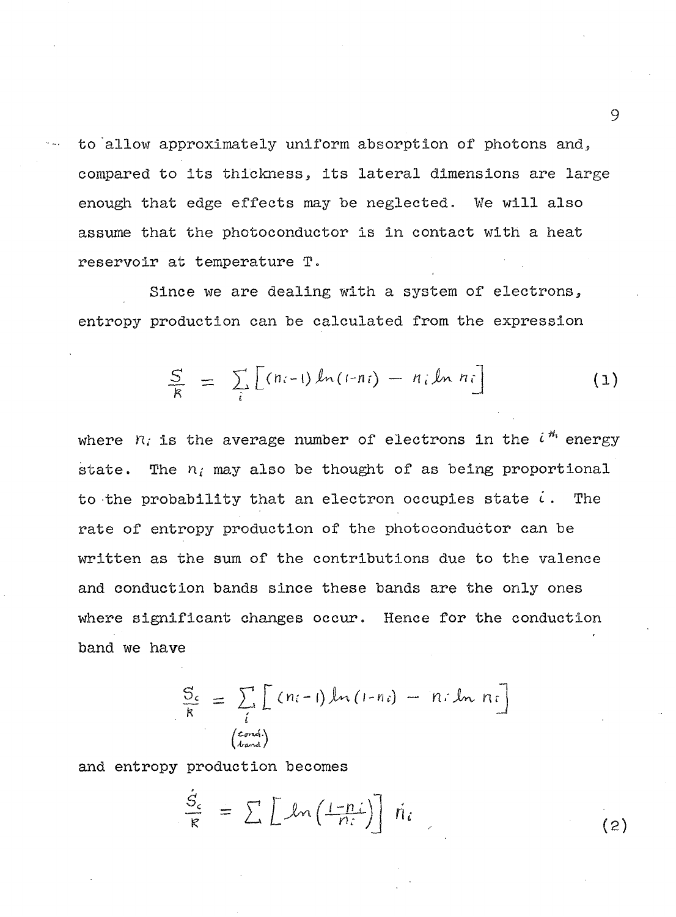to allow approximately uniform absorption of photons and, compared to its thickness, its lateral dimensions are large enough that edge effects may be neglected. We will also assume that the photoconductor is in contact with a heat reservoir at temperature T.

Since we are dealing with a system of electrons, entropy production can be calculated from the expression

$$\frac{S}{k} = \sum_i \left[ (n_i - 1) \ln (1 - n_i) - n_i \ln n_i \right] \tag{1}$$

where $n_i$ is the average number of electrons in the $i^{th}$ energy state. The $n_i$ may also be thought of as being proportional to the probability that an electron occupies state $i$. The rate of entropy production of the photoconductor can be written as the sum of the contributions due to the valence and conduction bands since these bands are the only ones where significant changes occur. Hence for the conduction band we have

$$\frac{S_c}{k} = \sum_{\substack{i \\ \text{(cond. band)}}} \left[ (n_i - 1) \ln (1 - n_i) - n_i \ln n_i \right]$$

and entropy production becomes

$$\frac{\dot{S}_c}{k} = \sum \left[ \ln \left( \frac{1 - n_i}{n_i} \right) \right] \dot{n}_i \tag{2}$$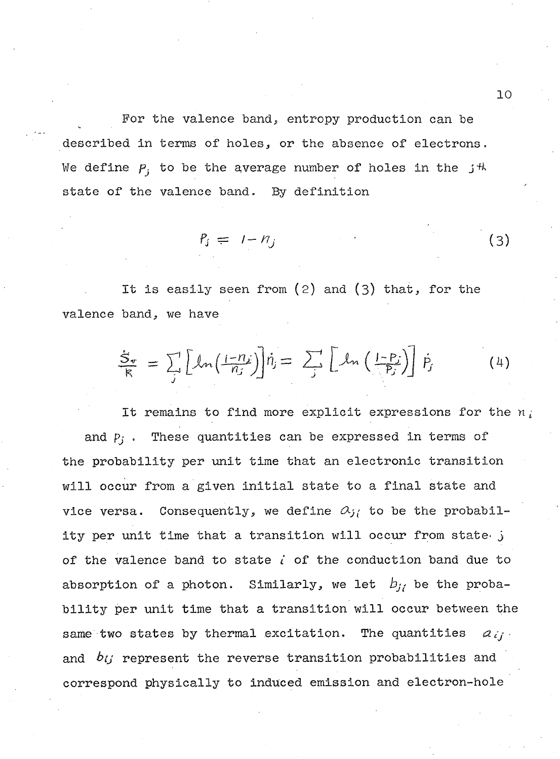For the valence band, entropy production can be described in terms of holes, or the absence of electrons. We define $P_j$ to be the average number of holes in the $j^{th}$ state of the valence band. By definition

$$P_j = 1 - n_j \tag{3}$$

It is easily seen from (2) and (3) that, for the valence band, we have

$$\frac{\dot{S}_v}{k} = \sum_j \left[ \ln\left(\frac{1-n_j}{n_j}\right)\right] \dot{n}_j = \sum_j \left[ \ln\left(\frac{1-P_j}{P_j}\right)\right] \dot{P}_j \tag{4}$$

It remains to find more explicit expressions for the $n_i$ and $P_j$. These quantities can be expressed in terms of the probability per unit time that an electronic transition will occur from a given initial state to a final state and vice versa. Consequently, we define $a_{ji}$ to be the probability per unit time that a transition will occur from state $j$ of the valence band to state $i$ of the conduction band due to absorption of a photon. Similarly, we let $b_{ji}$ be the probability per unit time that a transition will occur between the same two states by thermal excitation. The quantities $a_{ij}$ and $b_{ij}$ represent the reverse transition probabilities and correspond physically to induced emission and electron-hole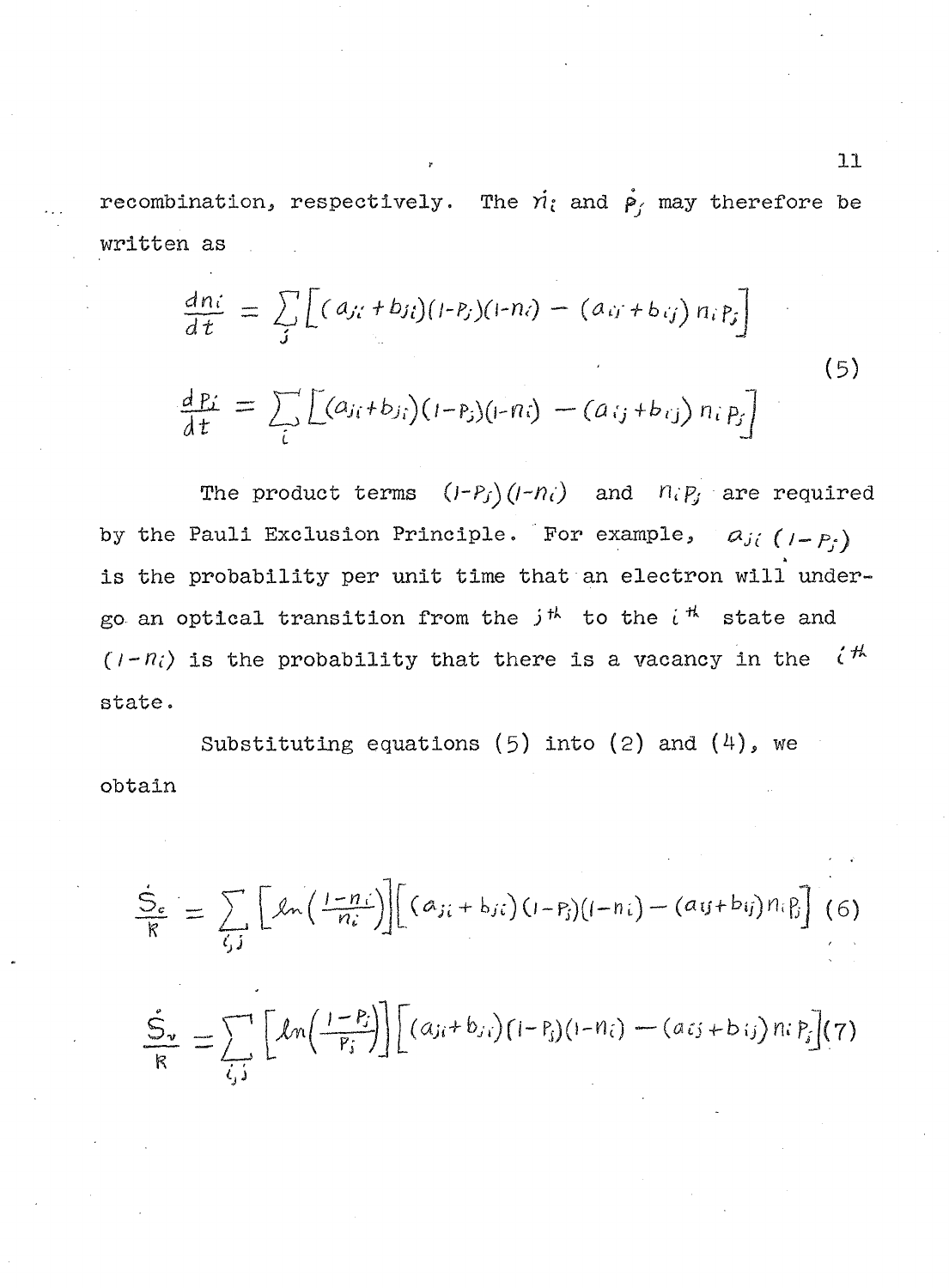recombination, respectively. The $\dot{n}_i$ and $\dot{p}_j$ may therefore be written as

$$
\begin{aligned}
\frac{dn_i}{dt} &= \sum_j \left[ (a_{ji} + b_{ji})(1-P_j)(1-n_i) - (a_{ij} + b_{ij})\, n_i P_j \right] \\
\frac{dP_j}{dt} &= \sum_i \left[ (a_{ji} + b_{ji})(1-P_j)(1-n_i) - (a_{ij} + b_{ij})\, n_i P_j \right]
\end{aligned}
\tag{5}
$$

The product terms $(1-P_j)(1-n_i)$ and $n_i P_j$ are required by the Pauli Exclusion Principle. For example, $a_{ji}(1-P_j)$ is the probability per unit time that an electron will undergo an optical transition from the $j^{th}$ to the $i^{th}$ state and $(1-n_i)$ is the probability that there is a vacancy in the $i^{th}$ state.

Substituting equations (5) into (2) and (4), we obtain

$$
\frac{\dot{S}_c}{k} = \sum_{i,j} \left[ \ln\left(\frac{1-n_i}{n_i}\right) \right] \left[ (a_{ji} + b_{ji})(1-P_j)(1-n_i) - (a_{ij} + b_{ij})\, n_i P_j \right] \tag{6}
$$

$$
\frac{\dot{S}_v}{k} = \sum_{i,j} \left[ \ln\left(\frac{1-P_j}{P_j}\right) \right] \left[ (a_{ji} + b_{ji})(1-P_j)(1-n_i) - (a_{ij} + b_{ij})\, n_i P_j \right] \tag{7}
$$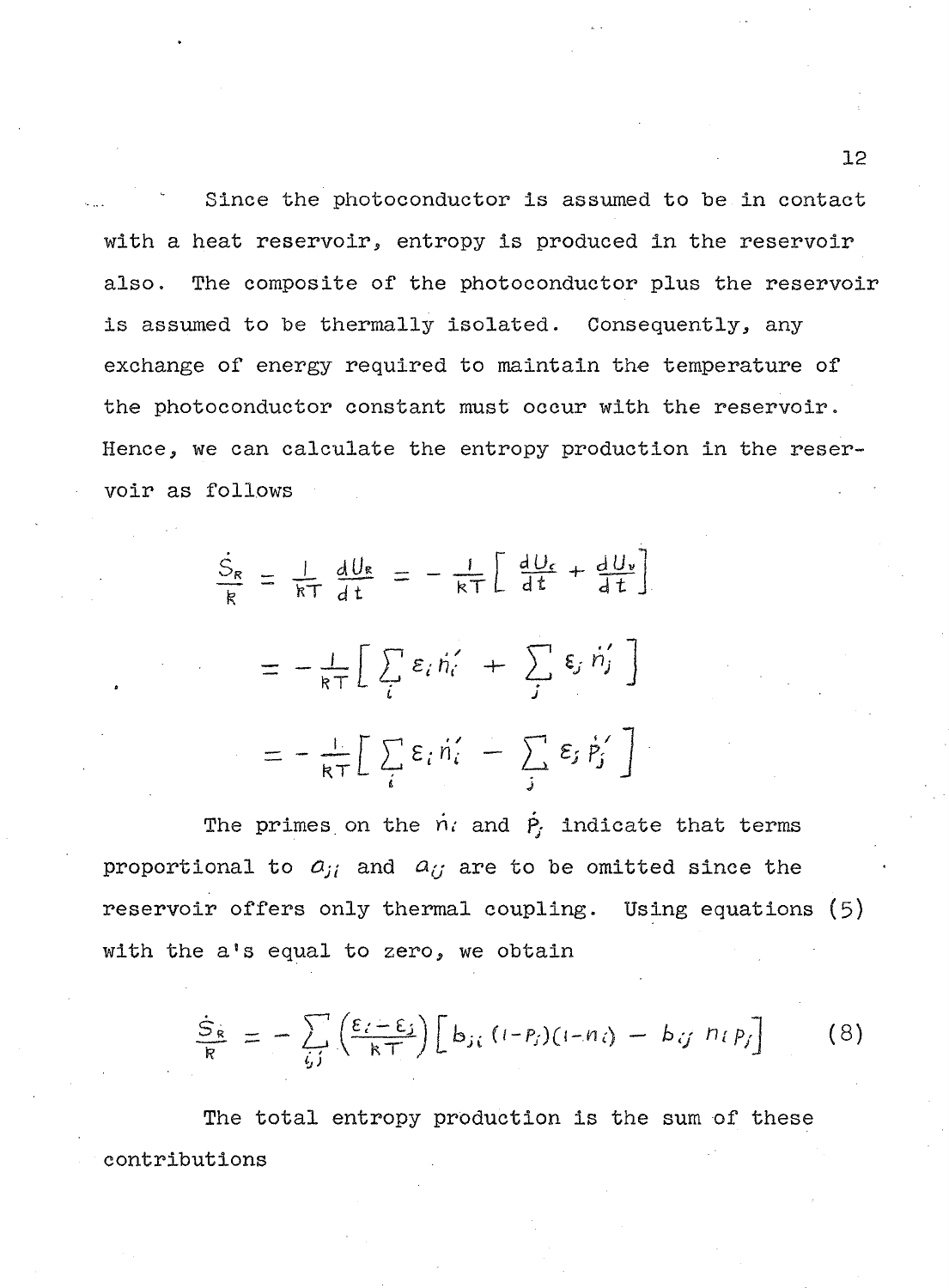Since the photoconductor is assumed to be in contact with a heat reservoir, entropy is produced in the reservoir also. The composite of the photoconductor plus the reservoir is assumed to be thermally isolated. Consequently, any exchange of energy required to maintain the temperature of the photoconductor constant must occur with the reservoir. Hence, we can calculate the entropy production in the reservoir as follows

$$\frac{\dot{S}_R}{k} = \frac{1}{kT}\frac{dU_R}{dt} = -\frac{1}{kT}\left[\frac{dU_c}{dt} + \frac{dU_v}{dt}\right]$$

$$= -\frac{1}{kT}\left[\sum_i \varepsilon_i \dot{n}_i' + \sum_j \varepsilon_j \dot{n}_j'\right]$$

$$= -\frac{1}{kT}\left[\sum_i \varepsilon_i \dot{n}_i' - \sum_j \varepsilon_j \dot{p}_j'\right]$$

The primes on the $\dot{n}_i$ and $\dot{p}_j$ indicate that terms proportional to $a_{ji}$ and $a_{ij}$ are to be omitted since the reservoir offers only thermal coupling. Using equations (5) with the a's equal to zero, we obtain

$$\frac{\dot{S}_R}{k} = -\sum_{i,j}\left(\frac{\varepsilon_i - \varepsilon_j}{kT}\right)\left[b_{ji}(1-p_j)(1-n_i) - b_{ij}\, n_i p_j\right] \qquad (8)$$

The total entropy production is the sum of these contributions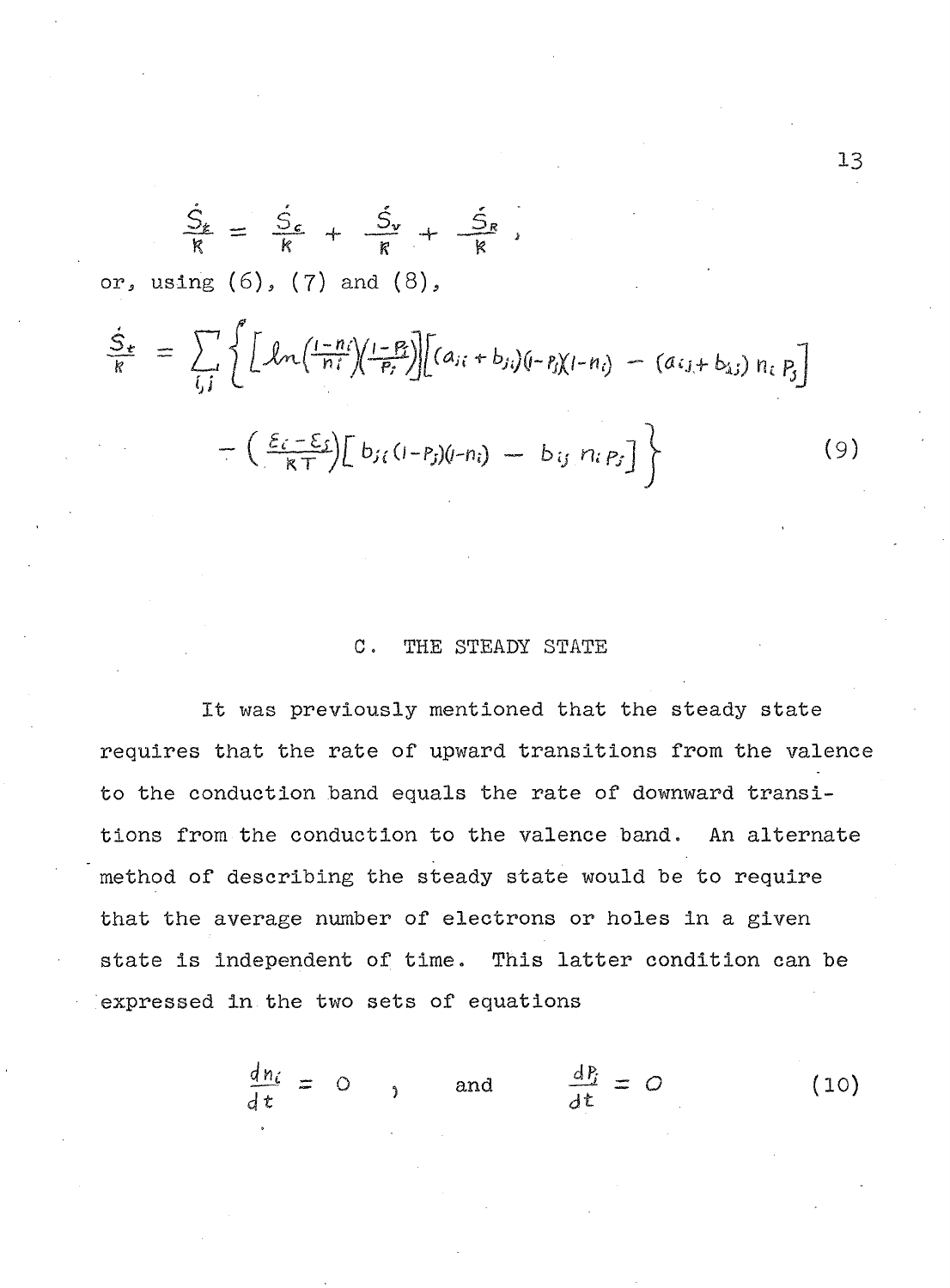$$\frac{\dot{S}_t}{k} = \frac{\dot{S}_c}{k} + \frac{\dot{S}_v}{k} + \frac{\dot{S}_R}{k} ,$$

or, using (6), (7) and (8),

$$\frac{\dot{S}_t}{k} = \sum_{i,j} \left\{ \left[ \ln\left(\frac{1-n_i}{n_i}\right)\left(\frac{1-P_j}{P_j}\right) \right] \left[ (a_{ji} + b_{ji})(1-P_j)(1-n_i) - (a_{ij} + b_{ij})\, n_i P_j \right] - \left( \frac{\varepsilon_i - \varepsilon_j}{kT} \right) \left[ b_{ji}(1-P_j)(1-n_i) - b_{ij}\, n_i P_j \right] \right\} \tag{9}$$

## C. THE STEADY STATE

It was previously mentioned that the steady state requires that the rate of upward transitions from the valence to the conduction band equals the rate of downward transitions from the conduction to the valence band. An alternate method of describing the steady state would be to require that the average number of electrons or holes in a given state is independent of time. This latter condition can be expressed in the two sets of equations

$$\frac{dn_i}{dt} = 0 \quad , \qquad \text{and} \qquad \frac{dP_j}{dt} = 0 \tag{10}$$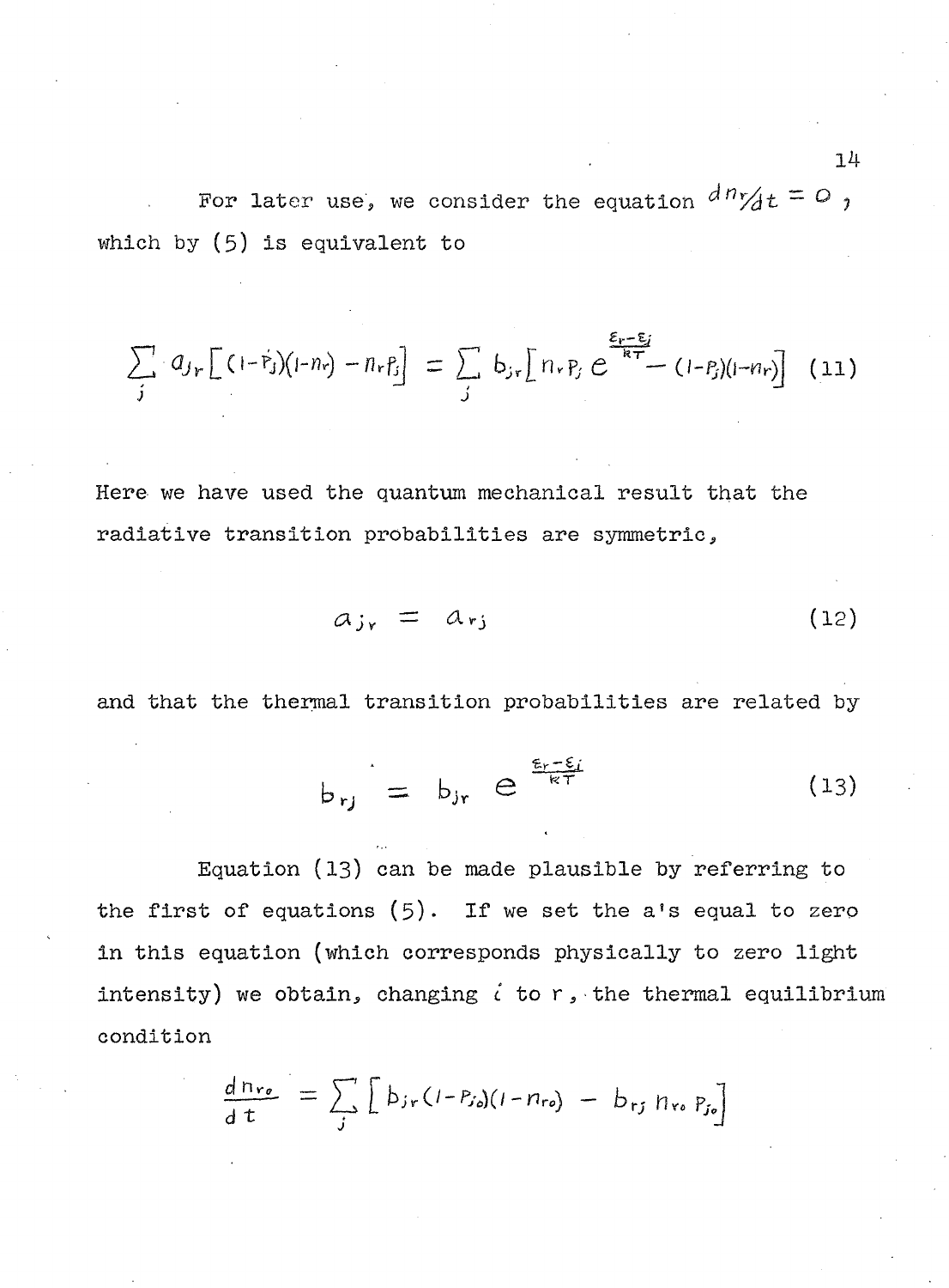For later use, we consider the equation $dn_r/dt = 0$, which by (5) is equivalent to

$$\sum_j a_{jr}\left[(1-P_j)(1-n_r) - n_r P_j\right] = \sum_j b_{jr}\left[n_r P_j \, e^{\frac{\varepsilon_r - \varepsilon_j}{kT}} - (1-P_j)(1-n_r)\right] \quad (11)$$

Here we have used the quantum mechanical result that the radiative transition probabilities are symmetric,

$$a_{jr} = a_{rj} \quad (12)$$

and that the thermal transition probabilities are related by

$$b_{rj} = b_{jr} \, e^{\frac{\varepsilon_r - \varepsilon_j}{kT}} \quad (13)$$

Equation (13) can be made plausible by referring to the first of equations (5). If we set the a's equal to zero in this equation (which corresponds physically to zero light intensity) we obtain, changing $i$ to $r$, the thermal equilibrium condition

$$\frac{dn_{r0}}{dt} = \sum_j \left[ b_{jr}(1-P_{j0})(1-n_{r0}) - b_{rj}\, n_{r0}\, P_{j0} \right]$$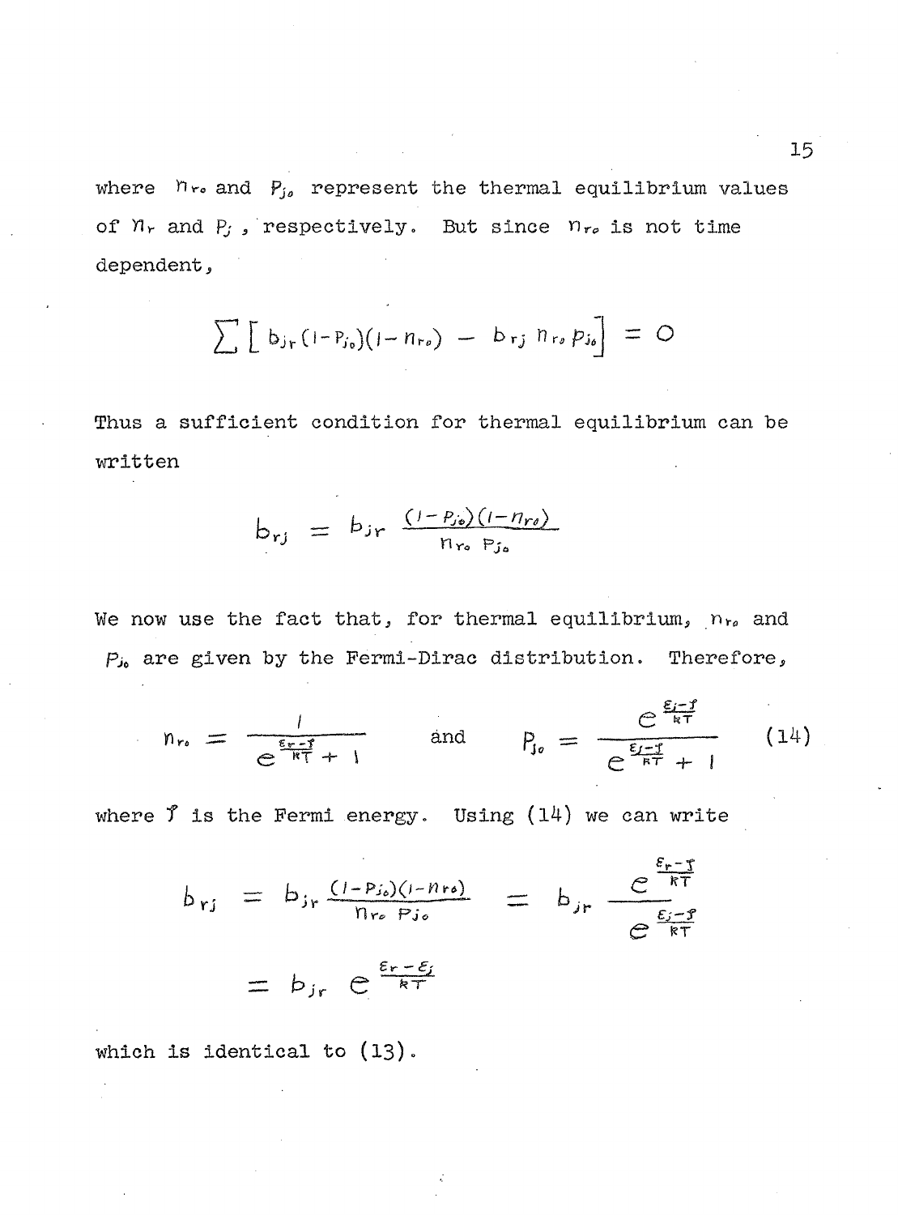where $n_{r_0}$ and $P_{j_0}$ represent the thermal equilibrium values of $n_r$ and $P_j$, respectively. But since $n_{r_0}$ is not time dependent,

$$\sum \left[ b_{jr}(1-P_{j_0})(1-n_{r_0}) - b_{rj}\, n_{r_0} P_{j_0} \right] = 0$$

Thus a sufficient condition for thermal equilibrium can be written

$$b_{rj} = b_{jr} \frac{(1-P_{j_0})(1-n_{r_0})}{n_{r_0} P_{j_0}}$$

We now use the fact that, for thermal equilibrium, $n_{r_0}$ and $P_{j_0}$ are given by the Fermi-Dirac distribution. Therefore,

$$n_{r_0} = \frac{1}{e^{\frac{\varepsilon_r - \zeta}{kT}} + 1} \qquad \text{and} \qquad P_{j_0} = \frac{e^{\frac{\varepsilon_j - \zeta}{kT}}}{e^{\frac{\varepsilon_j - \zeta}{kT}} + 1} \tag{14}$$

where $\zeta$ is the Fermi energy. Using (14) we can write

$$b_{rj} = b_{jr} \frac{(1-P_{j_0})(1-n_{r_0})}{n_{r_0} P_{j_0}} = b_{jr} \frac{e^{\frac{\varepsilon_r - \zeta}{kT}}}{e^{\frac{\varepsilon_j - \zeta}{kT}}}$$

$$= b_{jr}\, e^{\frac{\varepsilon_r - \varepsilon_j}{kT}}$$

which is identical to (13).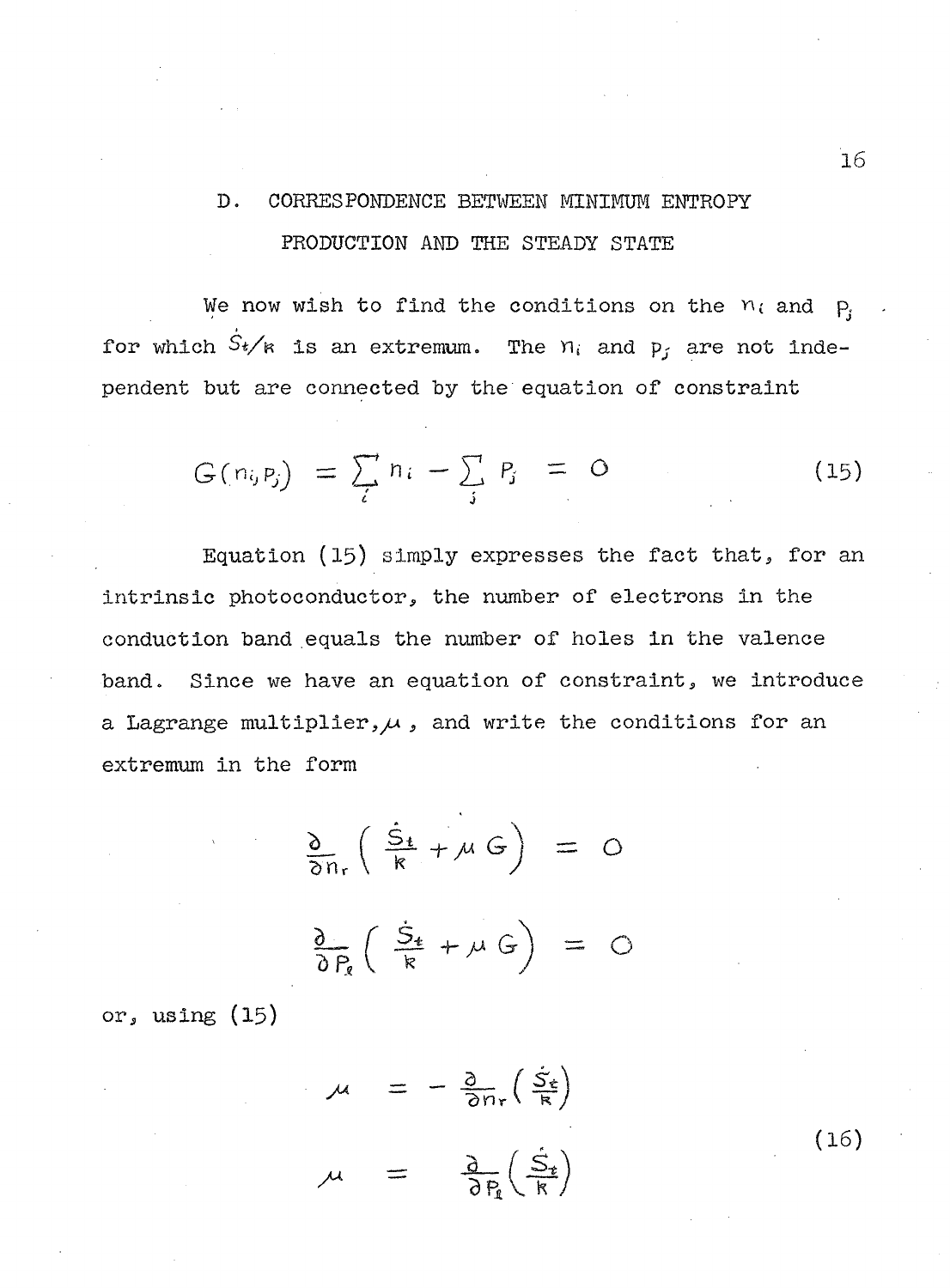## D. CORRESPONDENCE BETWEEN MINIMUM ENTROPY PRODUCTION AND THE STEADY STATE

We now wish to find the conditions on the $n_i$ and $p_j$ for which $\dot{S}_t/k$ is an extremum. The $n_i$ and $p_j$ are not independent but are connected by the equation of constraint

$$G(n_i, p_j) = \sum_i n_i - \sum_j p_j = 0 \tag{15}$$

Equation (15) simply expresses the fact that, for an intrinsic photoconductor, the number of electrons in the conduction band equals the number of holes in the valence band. Since we have an equation of constraint, we introduce a Lagrange multiplier, $\mu$, and write the conditions for an extremum in the form

$$\frac{\partial}{\partial n_r}\left(\frac{\dot{S}_t}{k} + \mu G\right) = 0$$

$$\frac{\partial}{\partial p_\ell}\left(\frac{\dot{S}_t}{k} + \mu G\right) = 0$$

or, using (15)

$$\mu = -\frac{\partial}{\partial n_r}\left(\frac{\dot{S}_t}{k}\right)$$

$$\mu = \frac{\partial}{\partial p_\ell}\left(\frac{\dot{S}_t}{k}\right) \tag{16}$$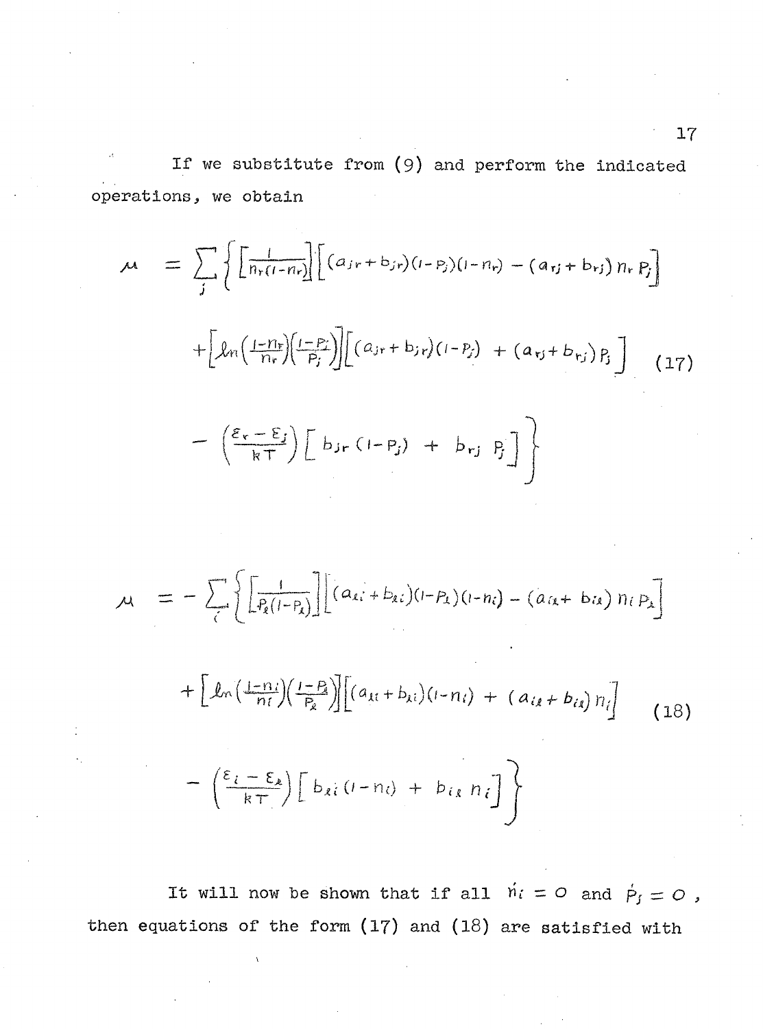If we substitute from (9) and perform the indicated operations, we obtain

$$\mu = \sum_j \left\{ \left[\frac{1}{n_r(1-n_r)}\right]\left[(a_{jr}+b_{jr})(1-P_j)(1-n_r) - (a_{rj}+b_{rj})\,n_r P_j\right] \right.$$

$$+ \left[\ln\left(\frac{1-n_r}{n_r}\right)\left(\frac{1-P_j}{P_j}\right)\right]\left[(a_{jr}+b_{jr})(1-P_j) + (a_{rj}+b_{rj})P_j\right] \quad (17)$$

$$\left. - \left(\frac{\mathcal{E}_r - \mathcal{E}_j}{kT}\right)\left[b_{jr}(1-P_j) + b_{rj}\,P_j\right] \right\}$$

$$\mu = -\sum_i \left\{ \left[\frac{1}{P_\ell(1-P_\ell)}\right]\left[(a_{\ell i}+b_{\ell i})(1-P_\ell)(1-n_i) - (a_{i\ell}+b_{i\ell})\,n_i P_\ell\right] \right.$$

$$+ \left[\ln\left(\frac{1-n_i}{n_i}\right)\left(\frac{1-P_\ell}{P_\ell}\right)\right]\left[(a_{\ell i}+b_{\ell i})(1-n_i) + (a_{i\ell}+b_{i\ell})\,n_i\right] \quad (18)$$

$$\left. - \left(\frac{\mathcal{E}_i - \mathcal{E}_\ell}{kT}\right)\left[b_{\ell i}(1-n_i) + b_{i\ell}\,n_i\right] \right\}$$

It will now be shown that if all $\dot{n}_i = 0$ and $\dot{P}_j = 0$, then equations of the form (17) and (18) are satisfied with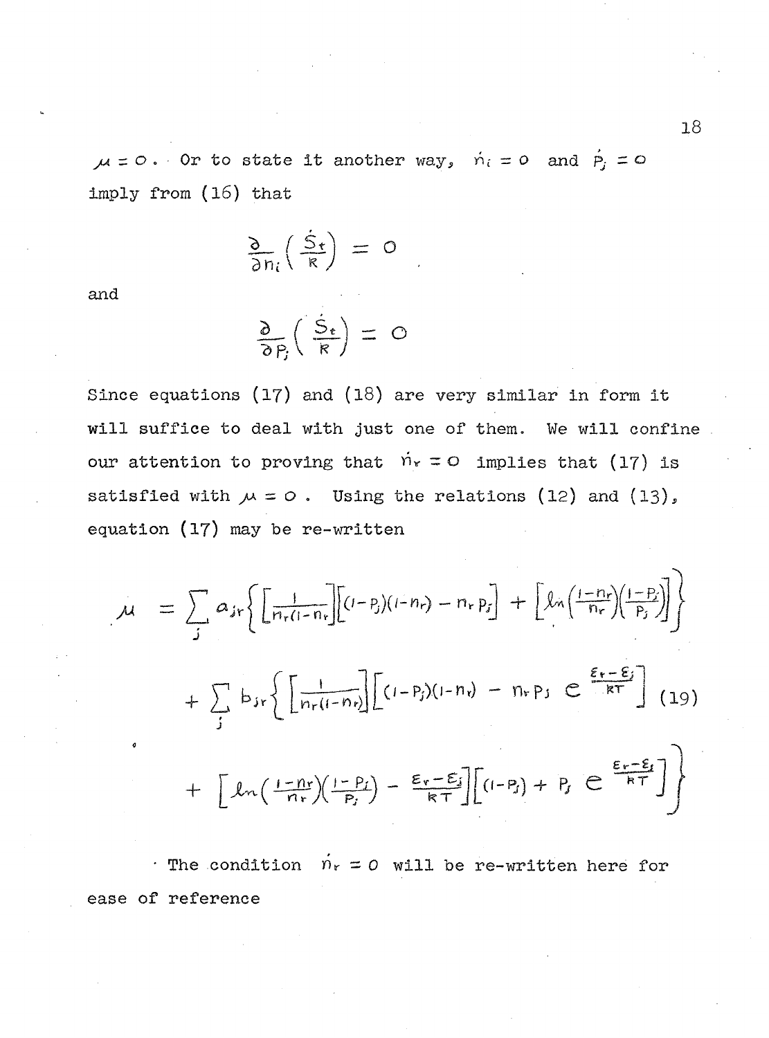$\mu = 0$. Or to state it another way, $\dot{n}_i = 0$ and $\dot{P}_j = 0$ imply from (16) that

$$\frac{\partial}{\partial n_i}\left(\frac{\dot{S}_t}{R}\right) = 0$$

and

$$\frac{\partial}{\partial P_j}\left(\frac{\dot{S}_t}{R}\right) = 0$$

Since equations (17) and (18) are very similar in form it will suffice to deal with just one of them. We will confine our attention to proving that $\dot{n}_r = 0$ implies that (17) is satisfied with $\mu = 0$. Using the relations (12) and (13), equation (17) may be re-written

$$\begin{aligned}
\mu = & \sum_j a_{jr}\left\{\left[\frac{1}{n_r(1-n_r)}\right]\left[(1-P_j)(1-n_r) - n_r P_j\right] + \left[\ln\left(\frac{1-n_r}{n_r}\right)\left(\frac{1-P_j}{P_j}\right)\right]\right\} \\
& + \sum_j b_{jr}\left\{\left[\frac{1}{n_r(1-n_r)}\right]\left[(1-P_j)(1-n_r) - n_r P_j\, e^{\frac{\varepsilon_r - \varepsilon_j}{kT}}\right]\right. \\
& \left. + \left[\ln\left(\frac{1-n_r}{n_r}\right)\left(\frac{1-P_j}{P_j}\right) - \frac{\varepsilon_r - \varepsilon_j}{kT}\right]\left[(1-P_j) + P_j\, e^{\frac{\varepsilon_r - \varepsilon_j}{kT}}\right]\right\}
\end{aligned} \tag{19}$$

The condition $\dot{n}_r = 0$ will be re-written here for ease of reference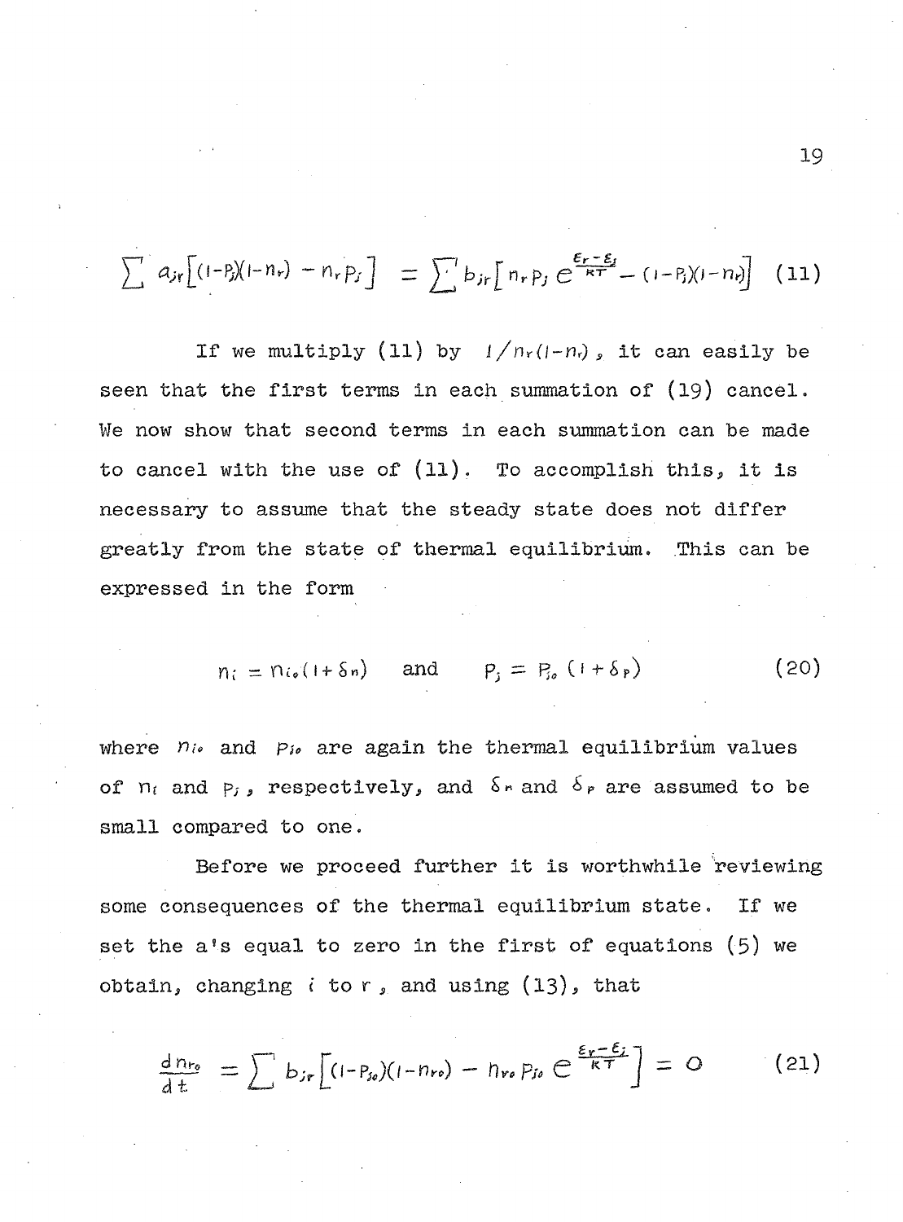$$\sum a_{jr}\left[(1-p_j)(1-n_r) - n_r p_j\right] = \sum b_{jr}\left[n_r p_j e^{\frac{\varepsilon_r - \varepsilon_j}{kT}} - (1-p_j)(1-n_r)\right] \quad (11)$$

If we multiply (11) by $1/n_r(1-n_r)$, it can easily be seen that the first terms in each summation of (19) cancel. We now show that second terms in each summation can be made to cancel with the use of (11). To accomplish this, it is necessary to assume that the steady state does not differ greatly from the state of thermal equilibrium. This can be expressed in the form

$$n_i = n_{io}(1+\delta_n) \quad \text{and} \quad p_j = p_{jo}(1+\delta_p) \quad (20)$$

where $n_{io}$ and $p_{jo}$ are again the thermal equilibrium values of $n_i$ and $p_j$, respectively, and $\delta_n$ and $\delta_p$ are assumed to be small compared to one.

Before we proceed further it is worthwhile reviewing some consequences of the thermal equilibrium state. If we set the a's equal to zero in the first of equations (5) we obtain, changing $i$ to $r$, and using (13), that

$$\frac{dn_{ro}}{dt} = \sum b_{jr}\left[(1-p_{jo})(1-n_{ro}) - n_{ro} p_{jo} e^{\frac{\varepsilon_r - \varepsilon_j}{kT}}\right] = 0 \quad (21)$$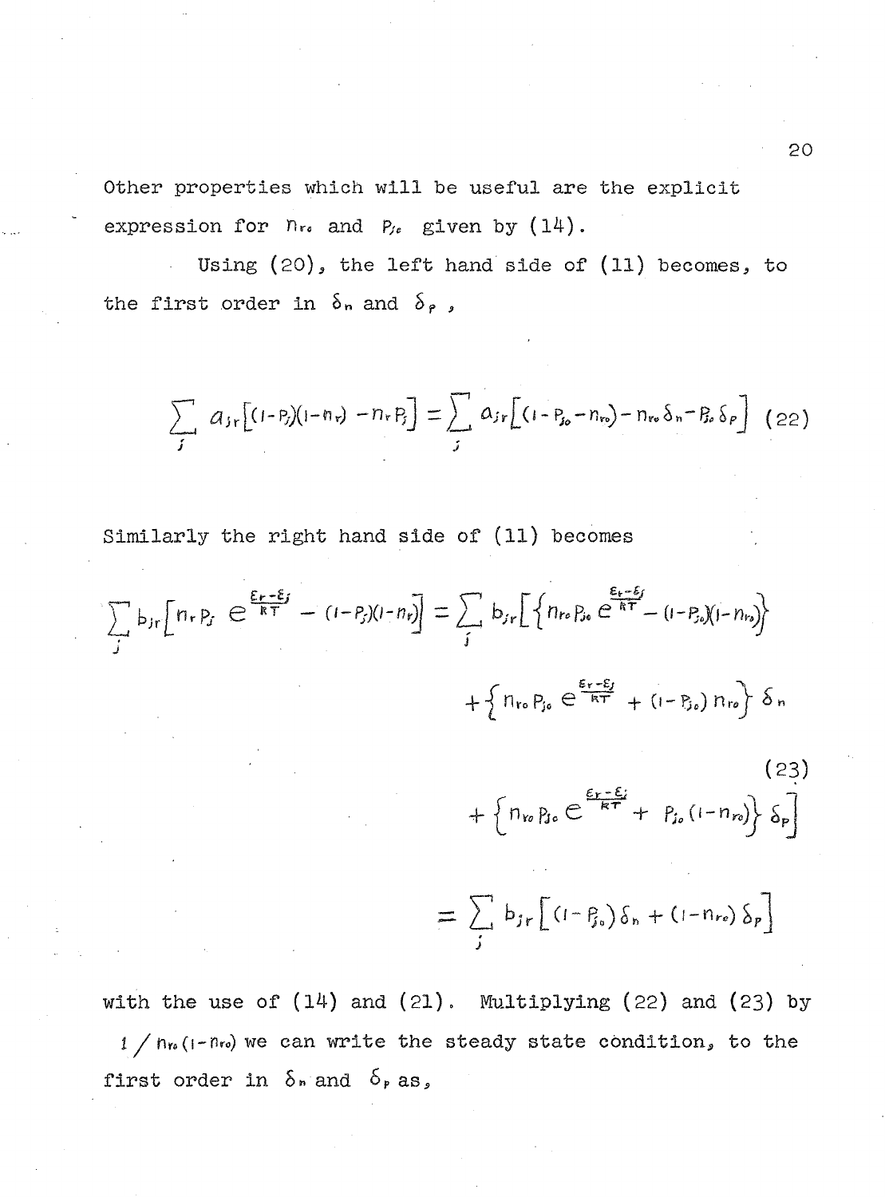Other properties which will be useful are the explicit expression for $n_{r0}$ and $P_{j0}$ given by (14).

Using (20), the left hand side of (11) becomes, to the first order in $\delta_n$ and $\delta_P$,

$$\sum_j a_{jr}\left[(1-P_j)(1-n_r) - n_r P_j\right] = \sum_j a_{jr}\left[(1-P_{j0}-n_{r0}) - n_{r0}\delta_n - P_{j0}\delta_P\right] \quad (22)$$

Similarly the right hand side of (11) becomes

$$\sum_j b_{jr}\left[n_r P_j \, e^{\frac{\varepsilon_r-\varepsilon_j}{kT}} - (1-P_j)(1-n_r)\right] = \sum_j b_{jr}\left[\left\{n_{r0}P_{j0}\, e^{\frac{\varepsilon_r-\varepsilon_j}{kT}} - (1-P_{j0})(1-n_{r0})\right\}\right.$$

$$+\left\{n_{r0}P_{j0}\, e^{\frac{\varepsilon_r-\varepsilon_j}{kT}} + (1-P_{j0})\,n_{r0}\right\}\delta_n$$

$$\left.+\left\{n_{r0}P_{j0}\, e^{\frac{\varepsilon_r-\varepsilon_j}{kT}} + P_{j0}(1-n_{r0})\right\}\delta_P\right] \quad (23)$$

$$= \sum_j b_{jr}\left[(1-P_{j0})\delta_n + (1-n_{r0})\delta_P\right]$$

with the use of (14) and (21). Multiplying (22) and (23) by $1/n_{r0}(1-n_{r0})$ we can write the steady state condition, to the first order in $\delta_n$ and $\delta_P$ as,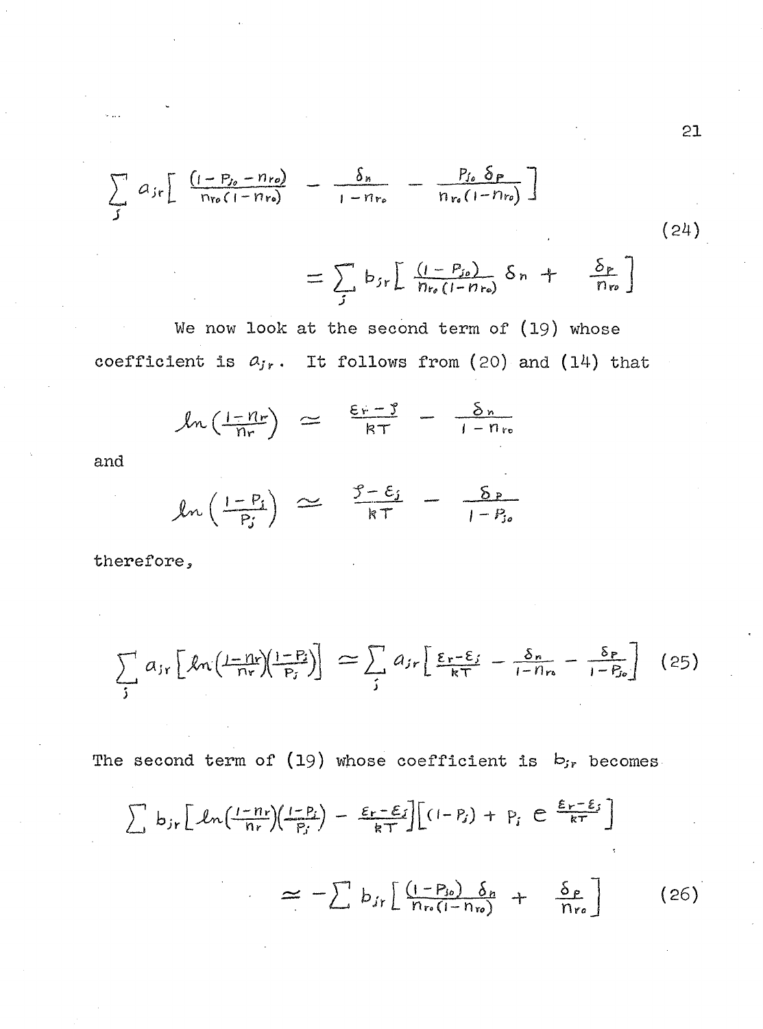$$\sum_j a_{jr}\left[\frac{(1-P_{jo}-n_{ro})}{n_{ro}(1-n_{ro})} - \frac{\delta_n}{1-n_{ro}} - \frac{P_{jo}\,\delta_P}{n_{ro}(1-n_{ro})}\right]$$

$$= \sum_j b_{jr}\left[\frac{(1-P_{jo})}{n_{ro}(1-n_{ro})}\,\delta_n + \frac{\delta_P}{n_{ro}}\right] \tag{24}$$

We now look at the second term of (19) whose coefficient is $a_{jr}$. It follows from (20) and (14) that

$$\ln\left(\frac{1-n_r}{n_r}\right) \simeq \frac{\varepsilon_r - \zeta}{kT} - \frac{\delta_n}{1-n_{ro}}$$

and

$$\ln\left(\frac{1-P_j}{P_j}\right) \simeq \frac{\zeta - \varepsilon_j}{kT} - \frac{\delta_P}{1-P_{jo}}$$

therefore,

$$\sum_j a_{jr}\left[\ln\left(\frac{1-n_r}{n_r}\right)\left(\frac{1-P_j}{P_j}\right)\right] \simeq \sum_j a_{jr}\left[\frac{\varepsilon_r-\varepsilon_j}{kT} - \frac{\delta_n}{1-n_{ro}} - \frac{\delta_P}{1-P_{jo}}\right] \tag{25}$$

The second term of (19) whose coefficient is $b_{jr}$ becomes

$$\sum b_{jr}\left[\ln\left(\frac{1-n_r}{n_r}\right)\left(\frac{1-P_j}{P_j}\right) - \frac{\varepsilon_r-\varepsilon_j}{kT}\right]\left[(1-P_j) + P_j\, e^{\frac{\varepsilon_r-\varepsilon_j}{kT}}\right]$$

$$\simeq -\sum b_{jr}\left[\frac{(1-P_{jo})\,\delta_n}{n_{ro}(1-n_{ro})} + \frac{\delta_P}{n_{ro}}\right] \tag{26}$$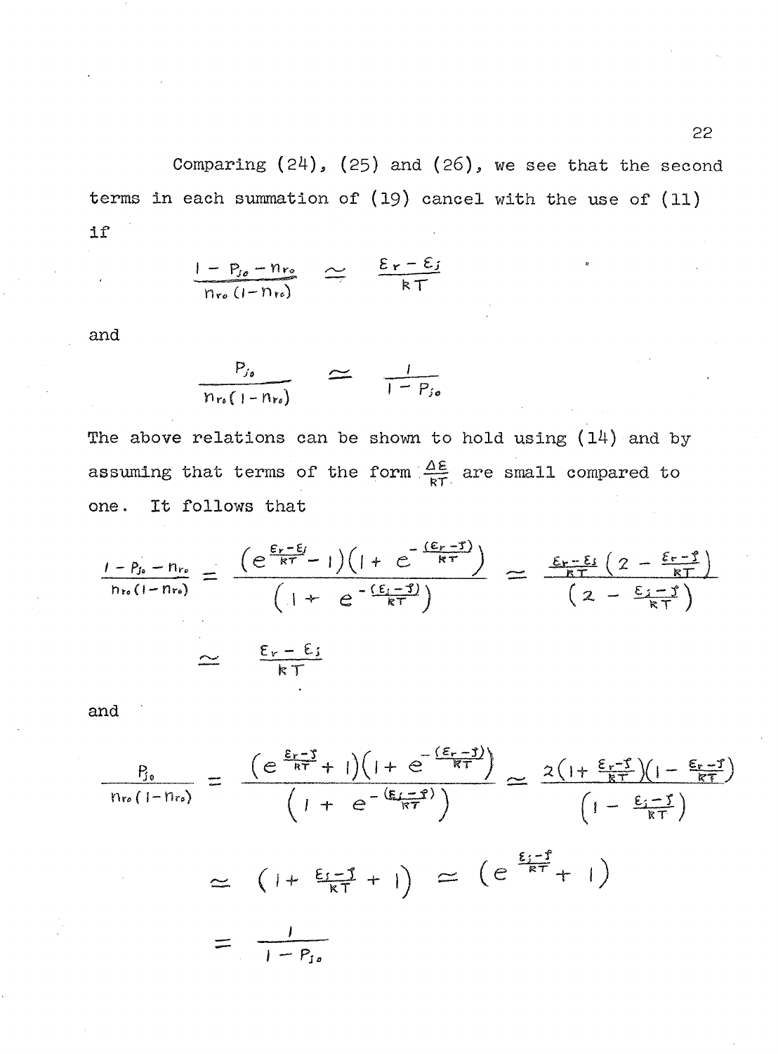Comparing (24), (25) and (26), we see that the second terms in each summation of (19) cancel with the use of (11) if

$$\frac{1 - P_{j_0} - n_{r_0}}{n_{r_0}(1 - n_{r_0})} \simeq \frac{\varepsilon_r - \varepsilon_j}{kT}$$

and

$$\frac{P_{j_0}}{n_{r_0}(1 - n_{r_0})} \simeq \frac{1}{1 - P_{j_0}}$$

The above relations can be shown to hold using (14) and by assuming that terms of the form $\frac{\Delta\varepsilon}{kT}$ are small compared to one. It follows that

$$\frac{1 - P_{j_0} - n_{r_0}}{n_{r_0}(1 - n_{r_0})} = \frac{\left(e^{\frac{\varepsilon_r - \varepsilon_j}{kT}} - 1\right)\left(1 + e^{-\frac{(\varepsilon_r - \zeta)}{kT}}\right)}{\left(1 + e^{-\frac{(\varepsilon_j - \zeta)}{kT}}\right)} \simeq \frac{\frac{\varepsilon_r - \varepsilon_j}{kT}\left(2 - \frac{\varepsilon_r - \zeta}{kT}\right)}{\left(2 - \frac{\varepsilon_j - \zeta}{kT}\right)}$$

$$\simeq \frac{\varepsilon_r - \varepsilon_j}{kT}$$

and

$$\frac{P_{j_0}}{n_{r_0}(1 - n_{r_0})} = \frac{\left(e^{\frac{\varepsilon_r - \zeta}{kT}} + 1\right)\left(1 + e^{-\frac{(\varepsilon_r - \zeta)}{kT}}\right)}{\left(1 + e^{-\frac{(\varepsilon_j - \zeta)}{kT}}\right)} \simeq \frac{2\left(1 + \frac{\varepsilon_r - \zeta}{kT}\right)\left(1 - \frac{\varepsilon_r - \zeta}{kT}\right)}{\left(1 - \frac{\varepsilon_j - \zeta}{kT}\right)}$$

$$\simeq \left(1 + \frac{\varepsilon_j - \zeta}{kT} + 1\right) \simeq \left(e^{\frac{\varepsilon_j - \zeta}{kT}} + 1\right)$$

$$= \frac{1}{1 - P_{j_0}}$$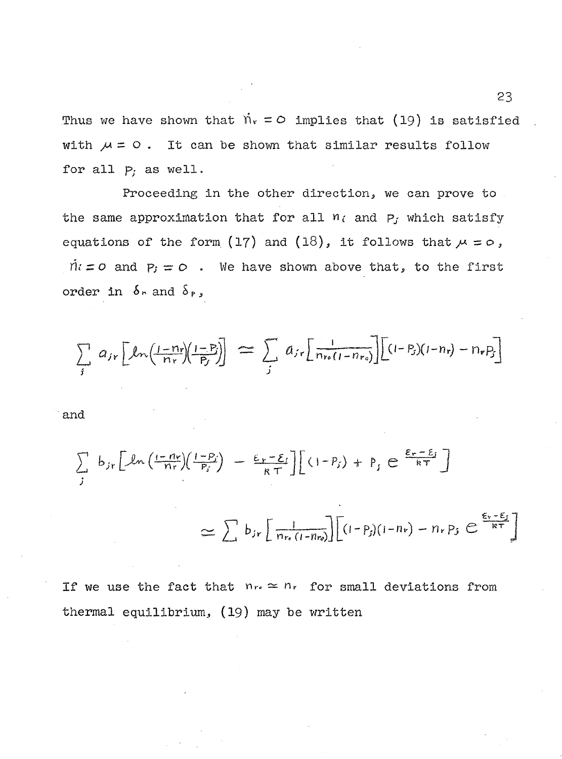Thus we have shown that $\dot{n}_r = 0$ implies that (19) is satisfied with $\mu = 0$. It can be shown that similar results follow for all $p_j$ as well.

Proceeding in the other direction, we can prove to the same approximation that for all $n_i$ and $p_j$ which satisfy equations of the form (17) and (18), it follows that $\mu = 0$, $\dot{n}_i = 0$ and $\dot{p}_j = 0$. We have shown above that, to the first order in $\delta_n$ and $\delta_p$,

$$\sum_j a_{jr}\left[\ln\left(\frac{1-n_r}{n_r}\right)\left(\frac{1-p_j}{p_j}\right)\right] \simeq \sum_j a_{jr}\left[\frac{1}{n_{r_0}(1-n_{r_0})}\right]\left[(1-p_j)(1-n_r) - n_r p_j\right]$$

and

$$\sum_j b_{jr}\left[\ln\left(\frac{1-n_r}{n_r}\right)\left(\frac{1-p_j}{p_j}\right) - \frac{\varepsilon_r - \varepsilon_j}{kT}\right]\left[(1-p_j) + p_j\, e^{\frac{\varepsilon_r - \varepsilon_j}{kT}}\right]$$

$$\simeq \sum b_{jr}\left[\frac{1}{n_{r_0}(1-n_{r_0})}\right]\left[(1-p_j)(1-n_r) - n_r p_j\, e^{\frac{\varepsilon_r - \varepsilon_j}{kT}}\right]$$

If we use the fact that $n_{r_0} \simeq n_r$ for small deviations from thermal equilibrium, (19) may be written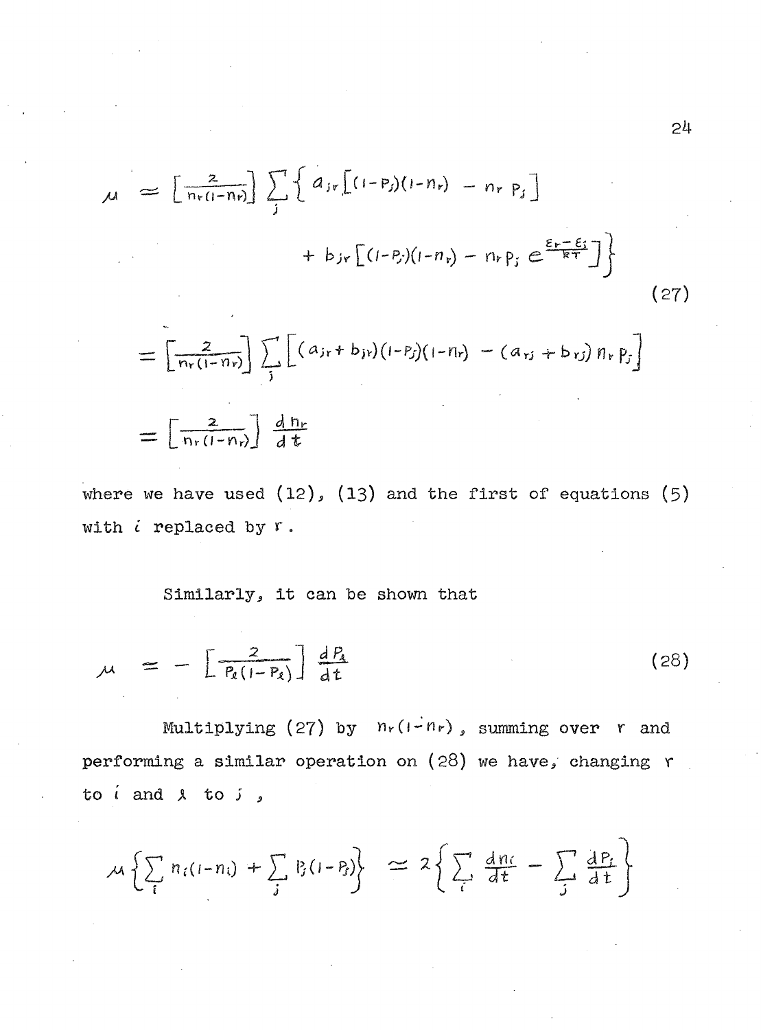$$
\begin{aligned}
\mu &\simeq \left[\frac{2}{n_r(1-n_r)}\right] \sum_j \Big\{ a_{jr}\left[(1-P_j)(1-n_r) - n_r P_j\right] \\
&\qquad + b_{jr}\left[(1-P_j)(1-n_r) - n_r P_j \, e^{\frac{\varepsilon_r - \varepsilon_j}{kT}}\right]\Big\}
\end{aligned}
\tag{27}
$$

$$
= \left[\frac{2}{n_r(1-n_r)}\right] \sum_j \left[(a_{jr} + b_{jr})(1-P_j)(1-n_r) - (a_{rj} + b_{rj}) n_r P_j\right]
$$

$$
= \left[\frac{2}{n_r(1-n_r)}\right] \frac{d n_r}{dt}
$$

where we have used (12), (13) and the first of equations (5) with $i$ replaced by $r$.

Similarly, it can be shown that

$$
\mu \simeq - \left[\frac{2}{P_\ell(1-P_\ell)}\right] \frac{d P_\ell}{dt} \tag{28}
$$

Multiplying (27) by $n_r(1-n_r)$, summing over $r$ and performing a similar operation on (28) we have, changing $r$ to $i$ and $\ell$ to $j$,

$$
\mu \left\{ \sum_i n_i(1-n_i) + \sum_j P_j(1-P_j) \right\} \simeq 2 \left\{ \sum_i \frac{d n_i}{dt} - \sum_j \frac{d P_j}{dt} \right\}
$$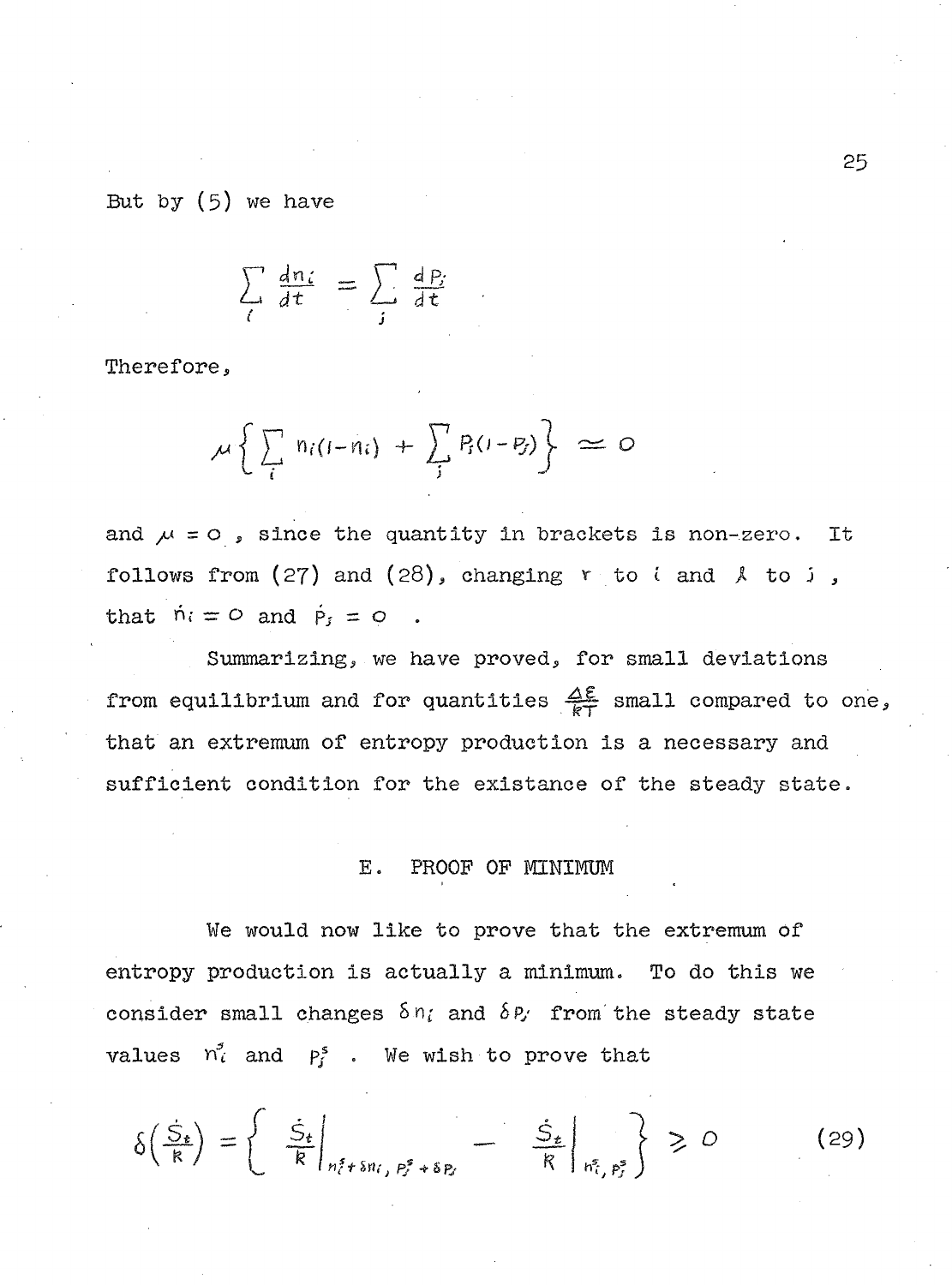But by (5) we have

$$\sum_i \frac{dn_i}{dt} = \sum_j \frac{dP_j}{dt}$$

Therefore,

$$\mu \left\{ \sum_i n_i(1-n_i) + \sum_j P_j(1-P_j) \right\} \simeq 0$$

and $\mu = 0$, since the quantity in brackets is non-zero. It follows from (27) and (28), changing $r$ to $i$ and $\lambda$ to $j$, that $\dot{n}_i = 0$ and $\dot{P}_j = 0$ .

Summarizing, we have proved, for small deviations from equilibrium and for quantities $\frac{\Delta \mathcal{E}}{kT}$ small compared to one, that an extremum of entropy production is a necessary and sufficient condition for the existance of the steady state.

## E. PROOF OF MINIMUM

We would now like to prove that the extremum of entropy production is actually a minimum. To do this we consider small changes $\delta n_i$ and $\delta P_j$ from the steady state values $n_i^s$ and $P_j^s$ . We wish to prove that

$$\delta\left(\frac{\dot{S}_t}{k}\right) = \left\{ \left.\frac{\dot{S}_t}{k}\right|_{n_i^s + \delta n_i,\, P_j^s + \delta P_j} - \left.\frac{\dot{S}_t}{k}\right|_{n_i^s,\, P_j^s} \right\} \geq 0 \tag{29}$$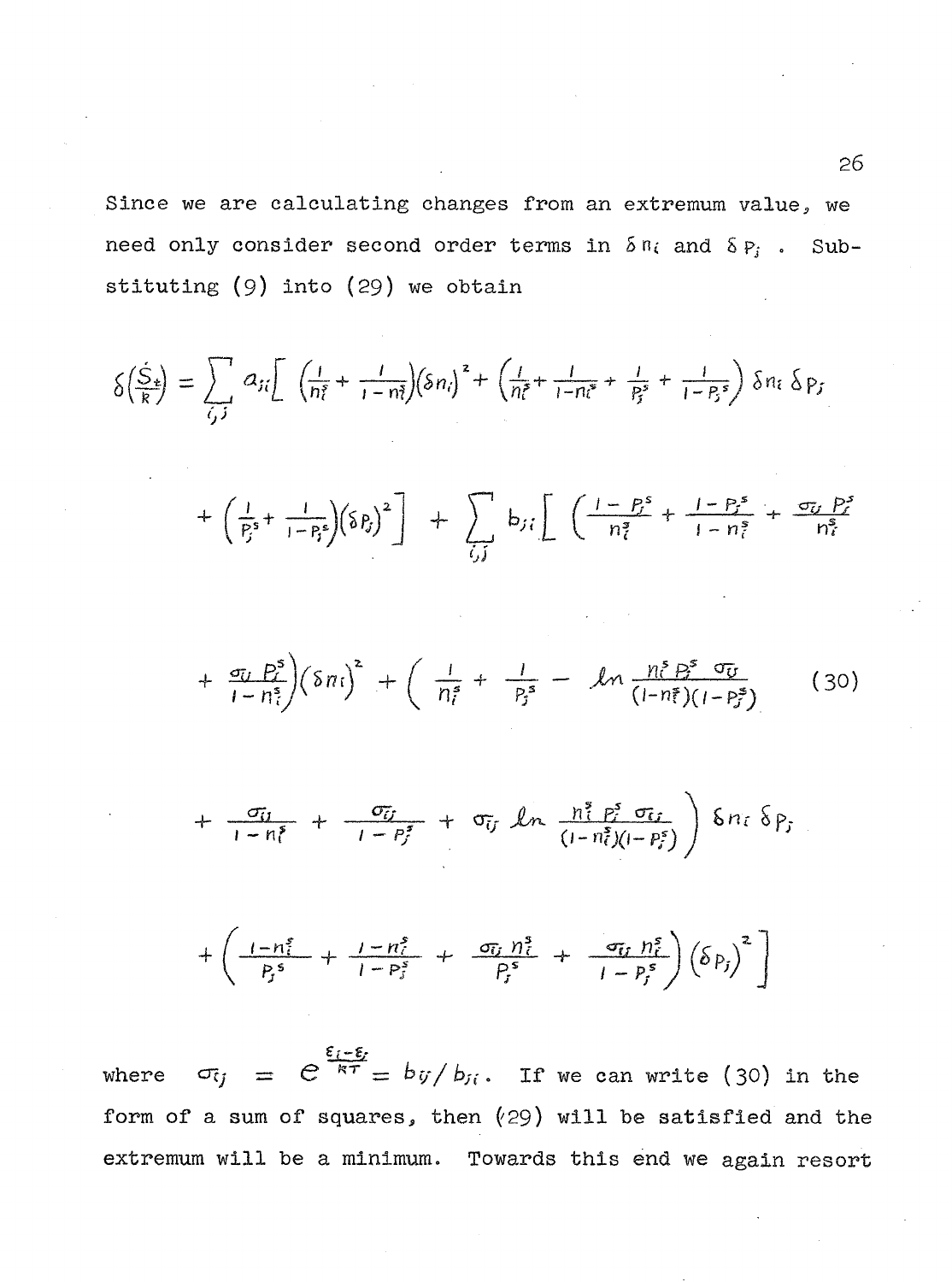Since we are calculating changes from an extremum value, we need only consider second order terms in $\delta n_i$ and $\delta p_j$. Substituting (9) into (29) we obtain

$$
\begin{aligned}
\delta\left(\frac{\dot{S}_+}{k}\right) = \sum_{i,j} a_{ji}\Big[ &\left(\frac{1}{n_i^s} + \frac{1}{1-n_i^s}\right)(\delta n_i)^2 + \left(\frac{1}{n_i^s} + \frac{1}{1-n_i^s} + \frac{1}{p_j^s} + \frac{1}{1-p_j^s}\right)\delta n_i\,\delta p_j \\
&+ \left(\frac{1}{p_j^s} + \frac{1}{1-p_j^s}\right)(\delta p_j)^2\Big] + \sum_{i,j} b_{ji}\Big[\left(\frac{1-p_j^s}{n_i^s} + \frac{1-p_j^s}{1-n_i^s} + \frac{\sigma_{ij}\,p_j^s}{n_i^s}\right. \\
&\left. + \frac{\sigma_{ij}\,p_j^s}{1-n_i^s}\right)(\delta n_i)^2 + \left(\frac{1}{n_i^s} + \frac{1}{p_j^s} - \ln\frac{n_i^s\,p_j^s\,\sigma_{ij}}{(1-n_i^s)(1-p_j^s)}\right. \qquad (30) \\
&\left. + \frac{\sigma_{ij}}{1-n_i^s} + \frac{\sigma_{ij}}{1-p_j^s} + \sigma_{ij}\ln\frac{n_i^s\,p_j^s\,\sigma_{ij}}{(1-n_i^s)(1-p_j^s)}\right)\delta n_i\,\delta p_j \\
&+ \left(\frac{1-n_i^s}{p_j^s} + \frac{1-n_i^s}{1-p_j^s} + \frac{\sigma_{ij}\,n_i^s}{p_j^s} + \frac{\sigma_{ij}\,n_i^s}{1-p_j^s}\right)(\delta p_j)^2\Big]
\end{aligned}
$$

where $\sigma_{ij} = e^{\frac{\varepsilon_i - \varepsilon_j}{kT}} = b_{ij}/b_{ji}$. If we can write (30) in the form of a sum of squares, then (29) will be satisfied and the extremum will be a minimum. Towards this end we again resort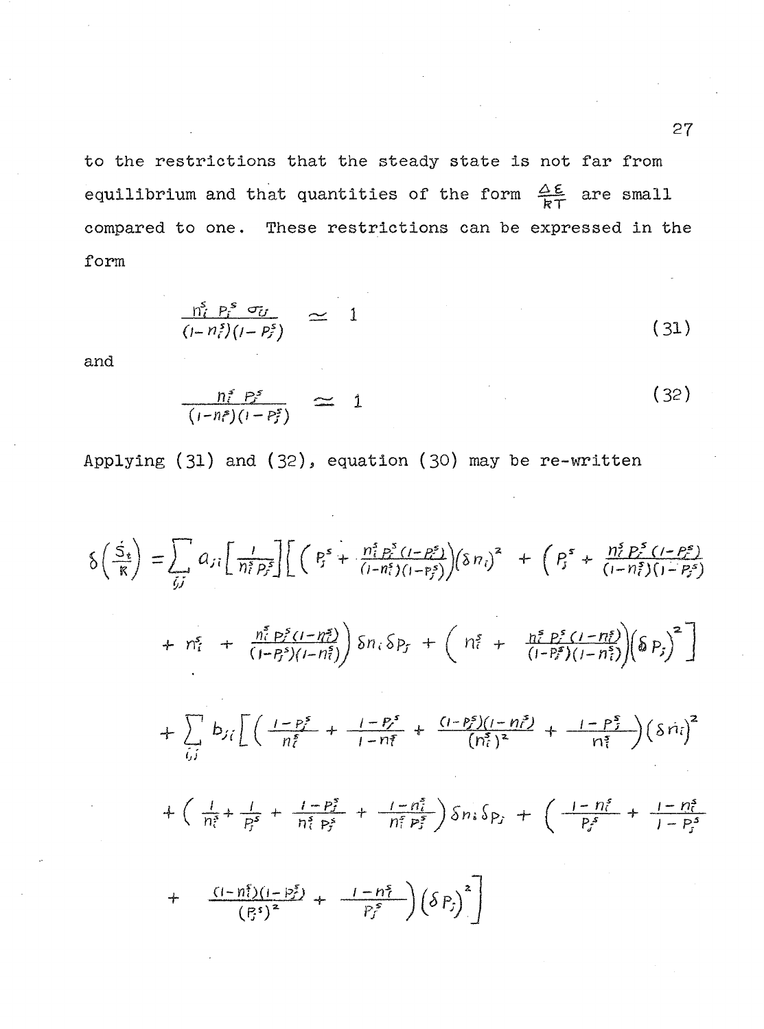to the restrictions that the steady state is not far from equilibrium and that quantities of the form $\frac{\Delta \varepsilon}{kT}$ are small compared to one. These restrictions can be expressed in the form

$$\frac{n_i^s\, P_j^s\, \sigma_{ij}}{(1-n_i^s)(1-P_j^s)} \simeq 1 \tag{31}$$

and

$$\frac{n_i^s\, P_j^s}{(1-n_i^s)(1-P_j^s)} \simeq 1 \tag{32}$$

Applying (31) and (32), equation (30) may be re-written

$$\delta\left(\frac{\dot{S}_t}{K}\right) = \sum_{ij} a_{ji}\left[\frac{1}{n_i^s P_j^s}\right]\Bigg[\left(P_j^s + \frac{n_i^s P_j^s (1-P_j^s)}{(1-n_i^s)(1-P_j^s)}\right)(\delta n_i)^2 + \left(P_j^s + \frac{n_i^s P_j^s (1-P_j^s)}{(1-n_i^s)(1-P_j^s)}\right.$$

$$\left. + n_i^s + \frac{n_i^s P_j^s (1-n_i^s)}{(1-P_j^s)(1-n_i^s)}\right)\delta n_i \delta P_j + \left(n_i^s + \frac{n_i^s P_j^s (1-n_i^s)}{(1-P_j^s)(1-n_i^s)}\right)(\delta P_j)^2\Bigg]$$

$$+ \sum_{ij} b_{ji}\Bigg[\left(\frac{1-P_j^s}{n_i^s} + \frac{1-P_j^s}{1-n_i^s} + \frac{(1-P_j^s)(1-n_i^s)}{(n_i^s)^2} + \frac{1-P_j^s}{n_i^s}\right)(\delta n_i)^2$$

$$+ \left(\frac{1}{n_i^s} + \frac{1}{P_j^s} + \frac{1-P_j^s}{n_i^s P_j^s} + \frac{1-n_i^s}{n_i^s P_j^s}\right)\delta n_i \delta P_j + \left(\frac{1-n_i^s}{P_j^s} + \frac{1-n_i^s}{1-P_j^s}\right.$$

$$\left. + \frac{(1-n_i^s)(1-P_j^s)}{(P_j^s)^2} + \frac{1-n_i^s}{P_j^s}\right)(\delta P_j)^2\Bigg]$$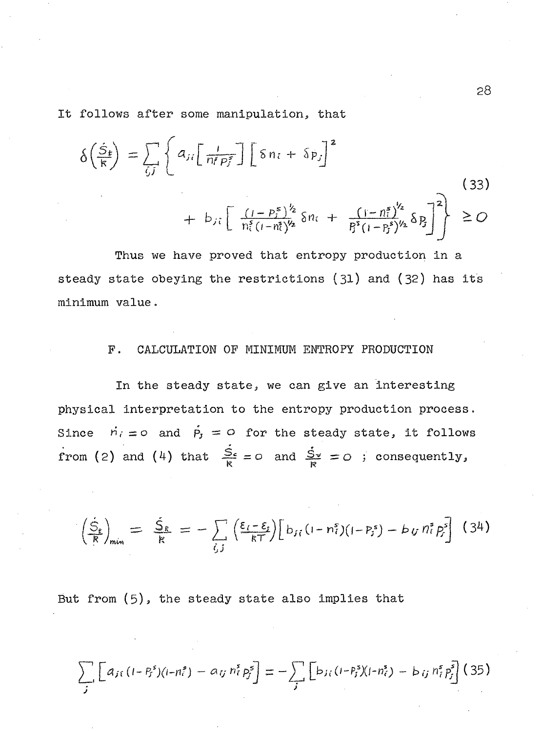It follows after some manipulation, that

$$\delta\left(\frac{\dot{S}_t}{k}\right) = \sum_{i,j} \left\{ a_{ji}\left[\frac{1}{n_i^s P_j^s}\right]\left[\delta n_i + \delta P_j\right]^2 + b_{ji}\left[\frac{(1-P_j^s)^{1/2}}{n_i^s(1-n_i^s)^{1/2}}\,\delta n_i + \frac{(1-n_i^s)^{1/2}}{P_j^s(1-P_j^s)^{1/2}}\,\delta P_j\right]^2 \right\} \geq 0 \tag{33}$$

Thus we have proved that entropy production in a steady state obeying the restrictions (31) and (32) has its minimum value.

## F. CALCULATION OF MINIMUM ENTROPY PRODUCTION

In the steady state, we can give an interesting physical interpretation to the entropy production process. Since $\dot{n}_i = 0$ and $\dot{P}_j = 0$ for the steady state, it follows from (2) and (4) that $\frac{\dot{S}_c}{k} = 0$ and $\frac{\dot{S}_v}{k} = 0$ ; consequently,

$$\left(\frac{\dot{S}_t}{k}\right)_{min} = \frac{\dot{S}_R}{k} = -\sum_{i,j}\left(\frac{\varepsilon_i - \varepsilon_j}{kT}\right)\left[b_{ji}(1-n_i^s)(1-P_j^s) - b_{ij}\, n_i^s P_j^s\right] \tag{34}$$

But from (5), the steady state also implies that

$$\sum_j \left[a_{ji}(1-P_j^s)(1-n_i^s) - a_{ij}\, n_i^s P_j^s\right] = -\sum_j \left[b_{ji}(1-P_j^s)(1-n_i^s) - b_{ij}\, n_i^s P_j^s\right] \tag{35}$$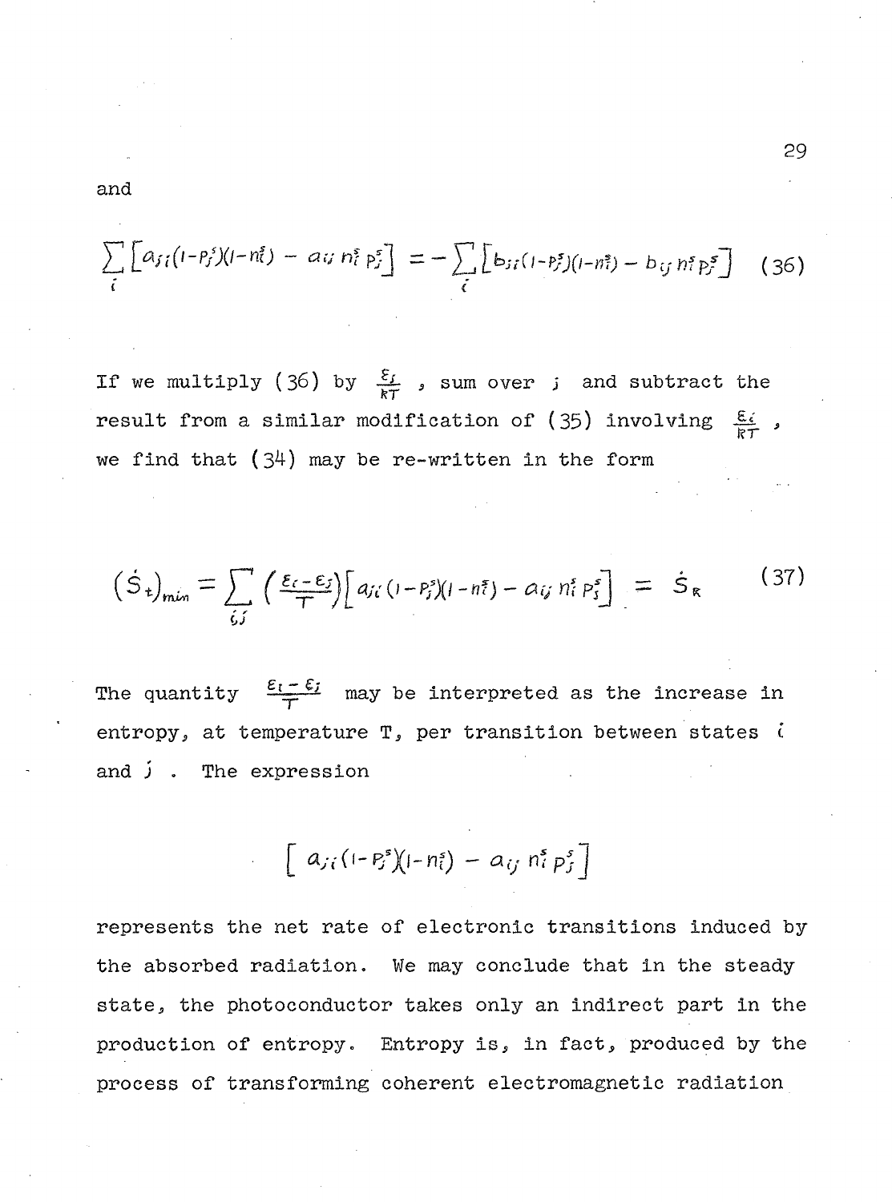and

$$\sum_i \left[ a_{ji}(1-p_j^s)(1-n_i^s) - a_{ij}\, n_i^s\, p_j^s \right] = -\sum_i \left[ b_{ji}(1-p_j^s)(1-n_i^s) - b_{ij}\, n_i^s p_j^s \right] \quad (36)$$

If we multiply (36) by $\frac{\varepsilon_j}{kT}$ , sum over $j$ and subtract the result from a similar modification of (35) involving $\frac{\varepsilon_i}{kT}$ , we find that (34) may be re-written in the form

$$(\dot{S}_t)_{min} = \sum_{i,j} \left( \frac{\varepsilon_i - \varepsilon_j}{T} \right) \left[ a_{ji}(1-p_j^s)(1-n_i^s) - a_{ij}\, n_i^s\, p_j^s \right] = \dot{S}_R \quad (37)$$

The quantity $\frac{\varepsilon_i - \varepsilon_j}{T}$ may be interpreted as the increase in entropy, at temperature T, per transition between states $i$ and $j$ . The expression

$$\left[ a_{ji}(1-p_j^s)(1-n_i^s) - a_{ij}\, n_i^s\, p_j^s \right]$$

represents the net rate of electronic transitions induced by the absorbed radiation. We may conclude that in the steady state, the photoconductor takes only an indirect part in the production of entropy. Entropy is, in fact, produced by the process of transforming coherent electromagnetic radiation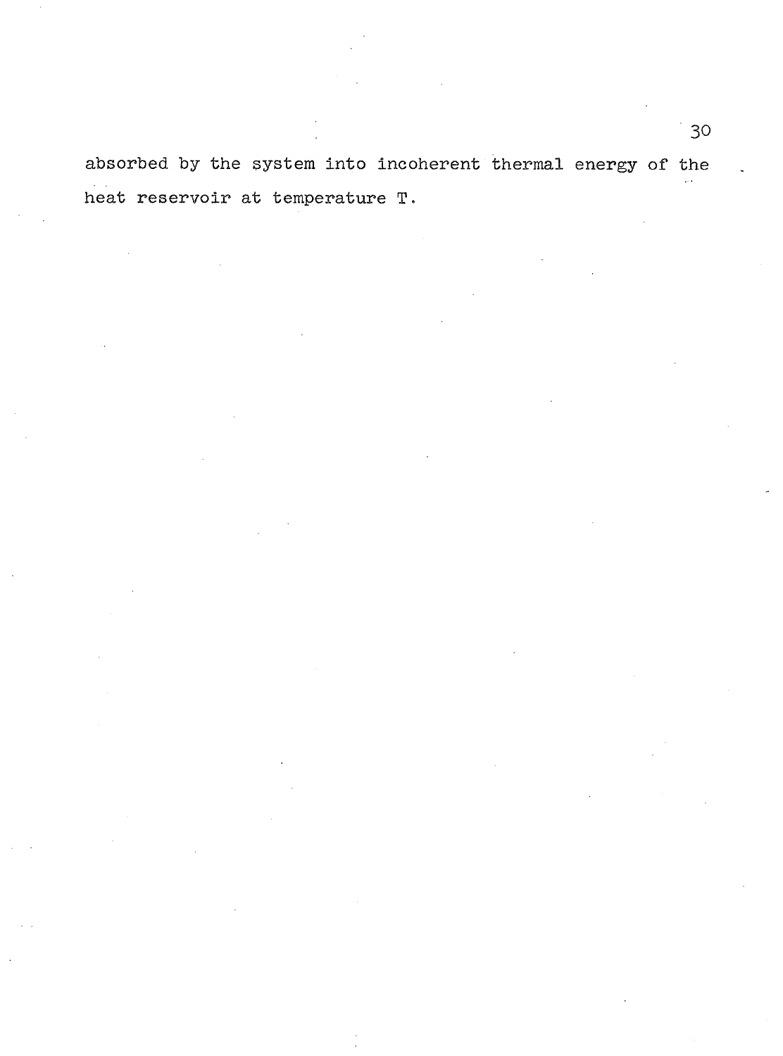absorbed by the system into incoherent thermal energy of the heat reservoir at temperature T.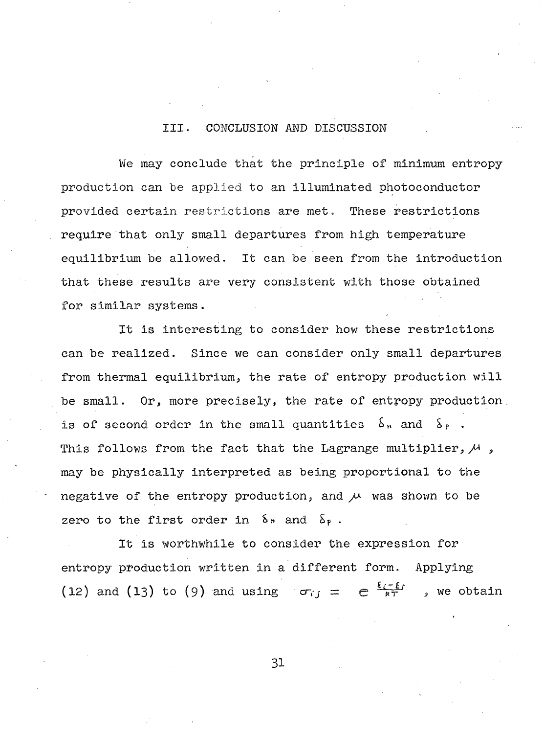## III. CONCLUSION AND DISCUSSION

We may conclude that the principle of minimum entropy production can be applied to an illuminated photoconductor provided certain restrictions are met. These restrictions require that only small departures from high temperature equilibrium be allowed. It can be seen from the introduction that these results are very consistent with those obtained for similar systems.

It is interesting to consider how these restrictions can be realized. Since we can consider only small departures from thermal equilibrium, the rate of entropy production will be small. Or, more precisely, the rate of entropy production is of second order in the small quantities $\delta_n$ and $\delta_p$. This follows from the fact that the Lagrange multiplier, $\mu$, may be physically interpreted as being proportional to the negative of the entropy production, and $\mu$ was shown to be zero to the first order in $\delta_n$ and $\delta_p$.

It is worthwhile to consider the expression for entropy production written in a different form. Applying (12) and (13) to (9) and using $\sigma_{ij} = e^{\frac{\varepsilon_i - \varepsilon_j}{kT}}$, we obtain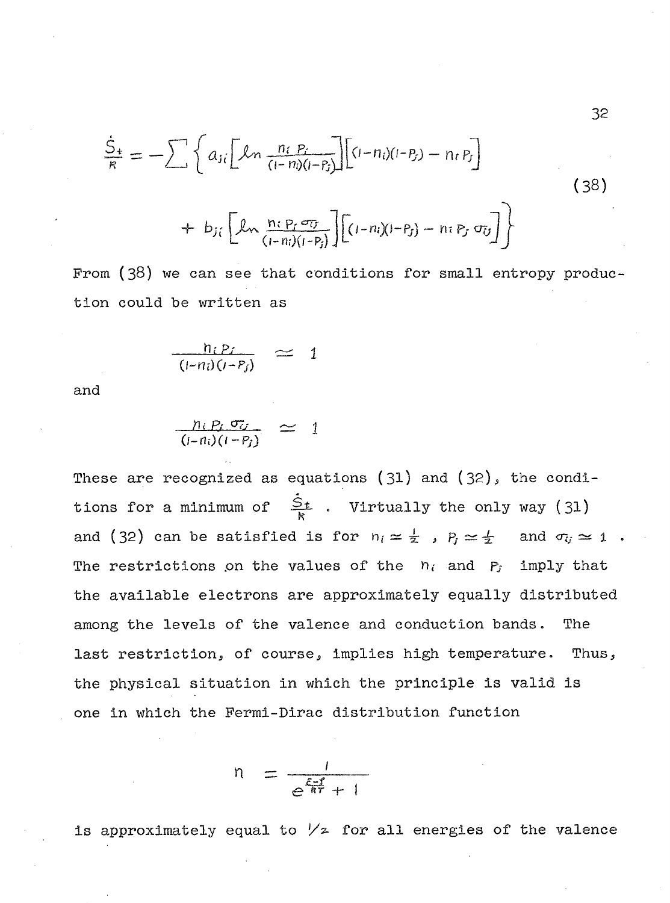$$\frac{\dot{S}_t}{k} = -\sum \left\{ a_{ji} \left[ \ln \frac{n_i P_j}{(1-n_i)(1-P_j)} \right] \left[ (1-n_i)(1-P_j) - n_i P_j \right] \right.$$

$$\left. + \, b_{ji} \left[ \ln \frac{n_i P_j \sigma_{ij}}{(1-n_i)(1-P_j)} \right] \left[ (1-n_i)(1-P_j) - n_i P_j \sigma_{ij} \right] \right\} \tag{38}$$

From (38) we can see that conditions for small entropy production could be written as

$$\frac{n_i P_j}{(1-n_i)(1-P_j)} \simeq 1$$

and

$$\frac{n_i P_j \sigma_{ij}}{(1-n_i)(1-P_j)} \simeq 1$$

These are recognized as equations (31) and (32), the conditions for a minimum of $\frac{\dot{S}_t}{k}$. Virtually the only way (31) and (32) can be satisfied is for $n_i \simeq \frac{1}{2}$ , $P_j \simeq \frac{1}{2}$ and $\sigma_{ij} \simeq 1$ . The restrictions on the values of the $n_i$ and $P_j$ imply that the available electrons are approximately equally distributed among the levels of the valence and conduction bands. The last restriction, of course, implies high temperature. Thus, the physical situation in which the principle is valid is one in which the Fermi-Dirac distribution function

$$n = \frac{1}{e^{\frac{\mathcal{E}-\zeta}{kT}} + 1}$$

is approximately equal to $1/2$ for all energies of the valence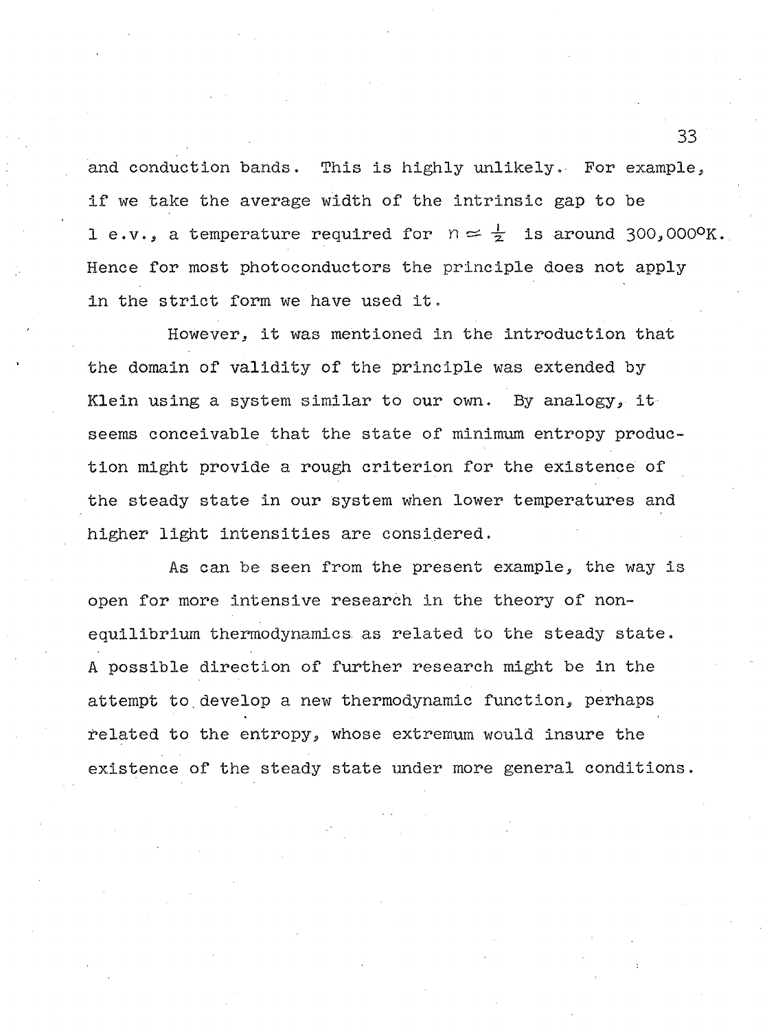and conduction bands. This is highly unlikely. For example, if we take the average width of the intrinsic gap to be 1 e.v., a temperature required for $n \approx \frac{1}{2}$ is around 300,000°K. Hence for most photoconductors the principle does not apply in the strict form we have used it.

However, it was mentioned in the introduction that the domain of validity of the principle was extended by Klein using a system similar to our own. By analogy, it seems conceivable that the state of minimum entropy production might provide a rough criterion for the existence of the steady state in our system when lower temperatures and higher light intensities are considered.

As can be seen from the present example, the way is open for more intensive research in the theory of non-equilibrium thermodynamics as related to the steady state. A possible direction of further research might be in the attempt to develop a new thermodynamic function, perhaps related to the entropy, whose extremum would insure the existence of the steady state under more general conditions.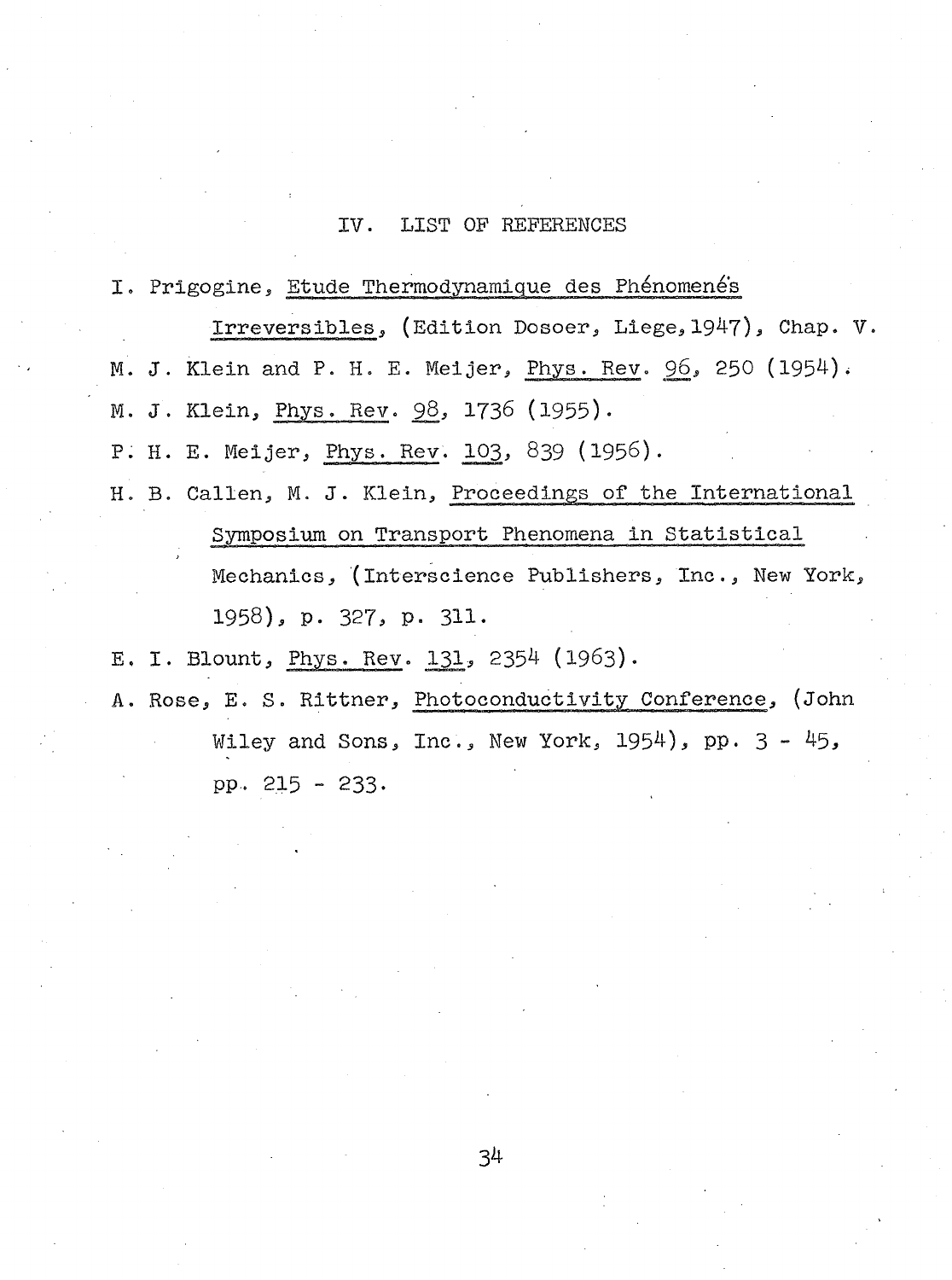## IV. LIST OF REFERENCES

I. Prigogine, Etude Thermodynamique des Phénomenés Irreversibles, (Edition Dosoer, Liege, 1947), Chap. V.

M. J. Klein and P. H. E. Meijer, Phys. Rev. 96, 250 (1954).

M. J. Klein, Phys. Rev. 98, 1736 (1955).

P. H. E. Meijer, Phys. Rev. 103, 839 (1956).

H. B. Callen, M. J. Klein, Proceedings of the International Symposium on Transport Phenomena in Statistical Mechanics, (Interscience Publishers, Inc., New York, 1958), p. 327, p. 311.

E. I. Blount, Phys. Rev. 131, 2354 (1963).

A. Rose, E. S. Rittner, Photoconductivity Conference, (John Wiley and Sons, Inc., New York, 1954), pp. 3 - 45, pp. 215 - 233.